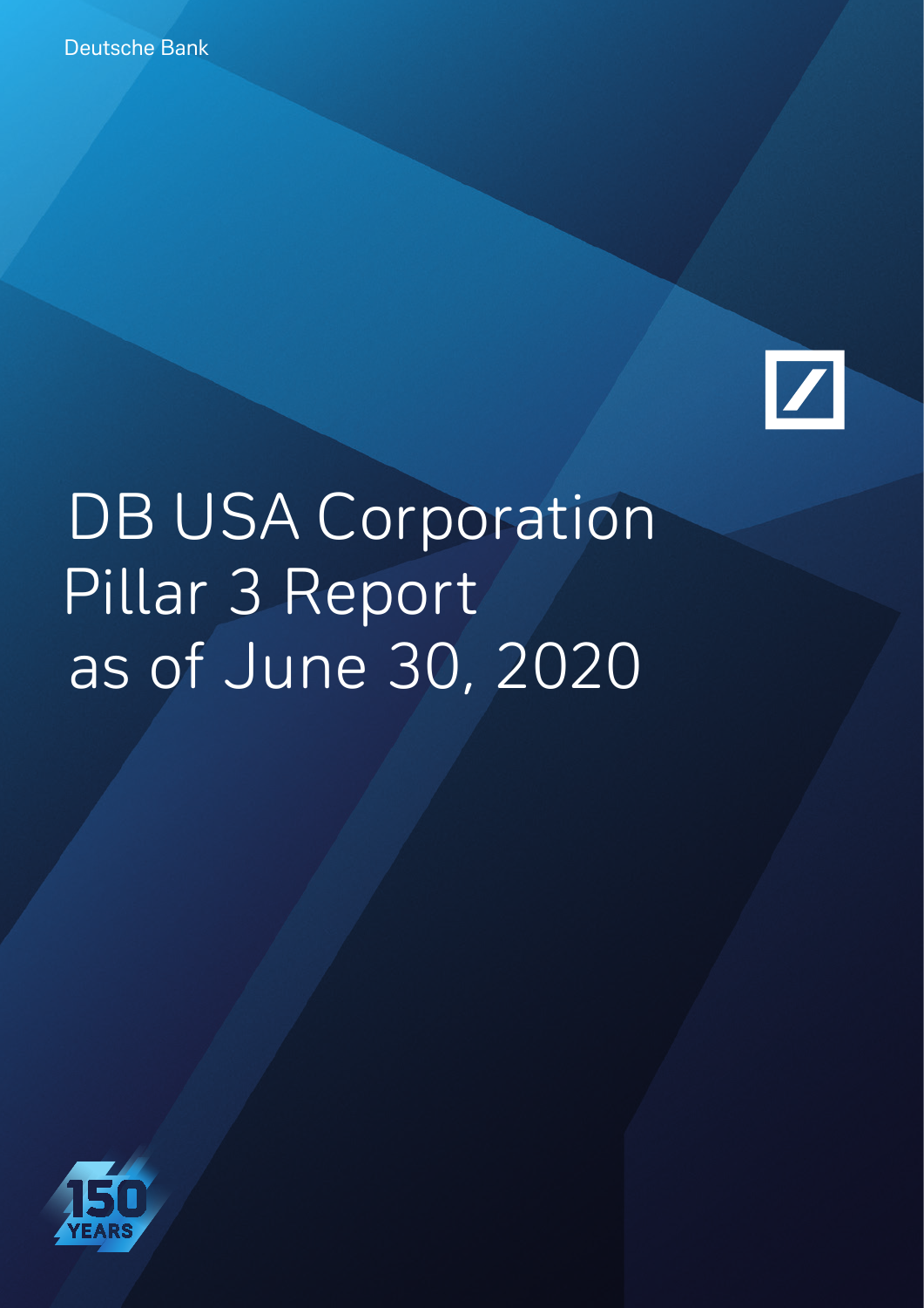Deutsche Bank

# DB USA Corporation Pillar 3 Report as of June 30, 2020

150 YEARS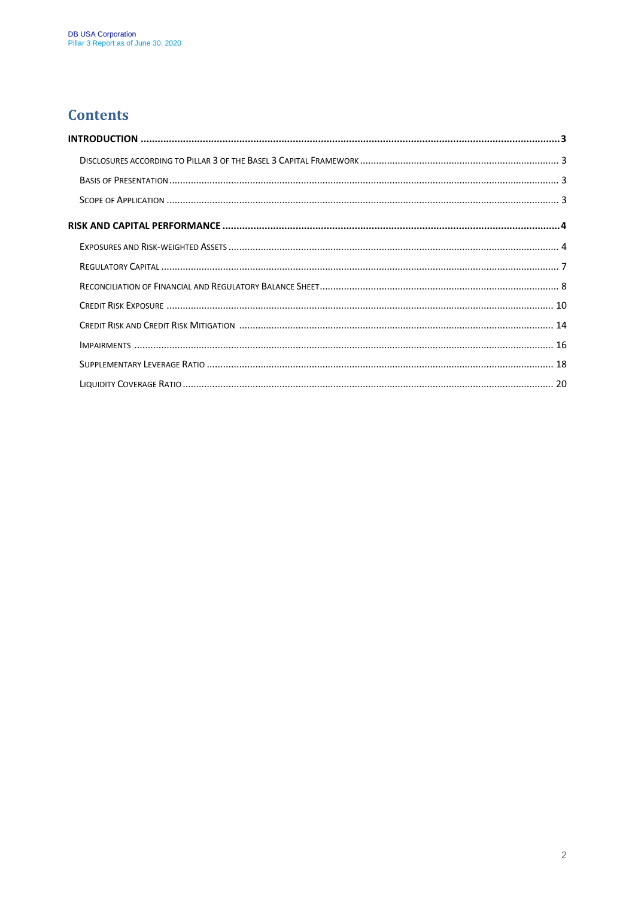# Contents

**INTRODUCTION ....... 3**

- Disclosures according to Pillar 3 of the Basel 3 Capital Framework ....... 3
- Basis of Presentation ....... 3
- Scope of Application ....... 3

**RISK AND CAPITAL PERFORMANCE ....... 4**

- Exposures and Risk-weighted Assets ....... 4
- Regulatory Capital ....... 7
- Reconciliation of Financial and Regulatory Balance Sheet ....... 8
- Credit Risk Exposure ....... 10
- Credit Risk and Credit Risk Mitigation ....... 14
- Impairments ....... 16
- Supplementary Leverage Ratio ....... 18
- Liquidity Coverage Ratio ....... 20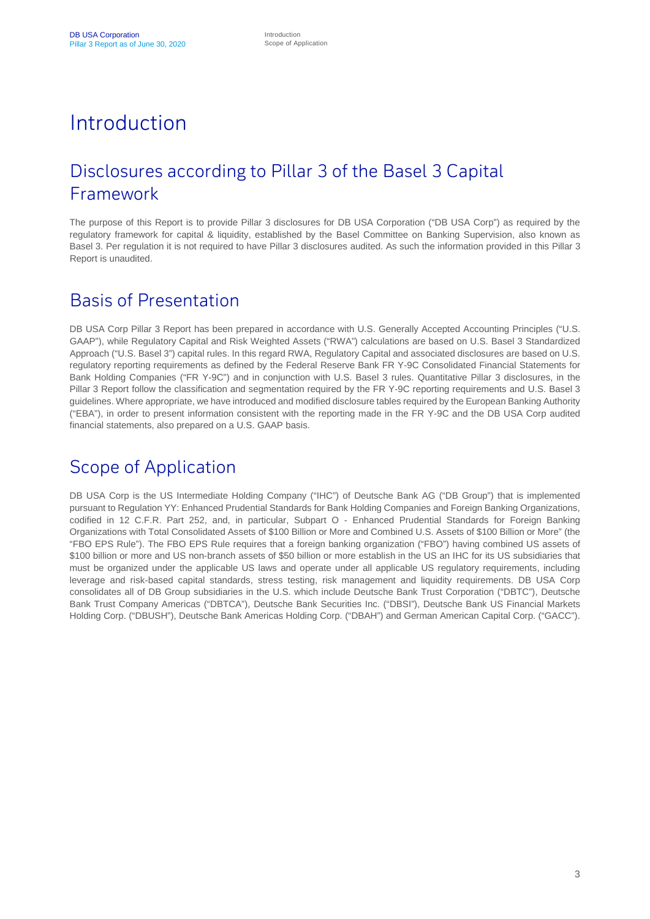# Introduction

## Disclosures according to Pillar 3 of the Basel 3 Capital Framework

The purpose of this Report is to provide Pillar 3 disclosures for DB USA Corporation ("DB USA Corp") as required by the regulatory framework for capital & liquidity, established by the Basel Committee on Banking Supervision, also known as Basel 3. Per regulation it is not required to have Pillar 3 disclosures audited. As such the information provided in this Pillar 3 Report is unaudited.

## Basis of Presentation

DB USA Corp Pillar 3 Report has been prepared in accordance with U.S. Generally Accepted Accounting Principles ("U.S. GAAP"), while Regulatory Capital and Risk Weighted Assets ("RWA") calculations are based on U.S. Basel 3 Standardized Approach ("U.S. Basel 3") capital rules. In this regard RWA, Regulatory Capital and associated disclosures are based on U.S. regulatory reporting requirements as defined by the Federal Reserve Bank FR Y-9C Consolidated Financial Statements for Bank Holding Companies ("FR Y-9C") and in conjunction with U.S. Basel 3 rules. Quantitative Pillar 3 disclosures, in the Pillar 3 Report follow the classification and segmentation required by the FR Y-9C reporting requirements and U.S. Basel 3 guidelines. Where appropriate, we have introduced and modified disclosure tables required by the European Banking Authority ("EBA"), in order to present information consistent with the reporting made in the FR Y-9C and the DB USA Corp audited financial statements, also prepared on a U.S. GAAP basis.

## Scope of Application

DB USA Corp is the US Intermediate Holding Company ("IHC") of Deutsche Bank AG ("DB Group") that is implemented pursuant to Regulation YY: Enhanced Prudential Standards for Bank Holding Companies and Foreign Banking Organizations, codified in 12 C.F.R. Part 252, and, in particular, Subpart O - Enhanced Prudential Standards for Foreign Banking Organizations with Total Consolidated Assets of $100 Billion or More and Combined U.S. Assets of $100 Billion or More" (the "FBO EPS Rule"). The FBO EPS Rule requires that a foreign banking organization ("FBO") having combined US assets of $100 billion or more and US non-branch assets of $50 billion or more establish in the US an IHC for its US subsidiaries that must be organized under the applicable US laws and operate under all applicable US regulatory requirements, including leverage and risk-based capital standards, stress testing, risk management and liquidity requirements. DB USA Corp consolidates all of DB Group subsidiaries in the U.S. which include Deutsche Bank Trust Corporation ("DBTC"), Deutsche Bank Trust Company Americas ("DBTCA"), Deutsche Bank Securities Inc. ("DBSI"), Deutsche Bank US Financial Markets Holding Corp. ("DBUSH"), Deutsche Bank Americas Holding Corp. ("DBAH") and German American Capital Corp. ("GACC").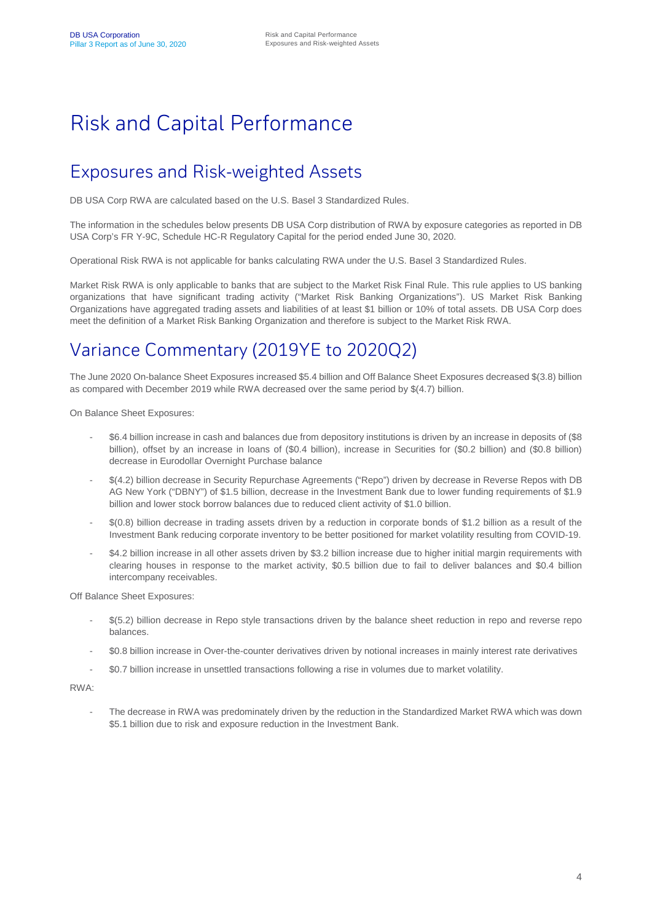# Risk and Capital Performance

## Exposures and Risk-weighted Assets

DB USA Corp RWA are calculated based on the U.S. Basel 3 Standardized Rules.

The information in the schedules below presents DB USA Corp distribution of RWA by exposure categories as reported in DB USA Corp's FR Y-9C, Schedule HC-R Regulatory Capital for the period ended June 30, 2020.

Operational Risk RWA is not applicable for banks calculating RWA under the U.S. Basel 3 Standardized Rules.

Market Risk RWA is only applicable to banks that are subject to the Market Risk Final Rule. This rule applies to US banking organizations that have significant trading activity ("Market Risk Banking Organizations"). US Market Risk Banking Organizations have aggregated trading assets and liabilities of at least $1 billion or 10% of total assets. DB USA Corp does meet the definition of a Market Risk Banking Organization and therefore is subject to the Market Risk RWA.

## Variance Commentary (2019YE to 2020Q2)

The June 2020 On-balance Sheet Exposures increased $5.4 billion and Off Balance Sheet Exposures decreased $(3.8) billion as compared with December 2019 while RWA decreased over the same period by $(4.7) billion.

On Balance Sheet Exposures:

- $6.4 billion increase in cash and balances due from depository institutions is driven by an increase in deposits of ($8 billion), offset by an increase in loans of ($0.4 billion), increase in Securities for ($0.2 billion) and ($0.8 billion) decrease in Eurodollar Overnight Purchase balance
- $(4.2) billion decrease in Security Repurchase Agreements ("Repo") driven by decrease in Reverse Repos with DB AG New York ("DBNY") of $1.5 billion, decrease in the Investment Bank due to lower funding requirements of $1.9 billion and lower stock borrow balances due to reduced client activity of $1.0 billion.
- $(0.8) billion decrease in trading assets driven by a reduction in corporate bonds of $1.2 billion as a result of the Investment Bank reducing corporate inventory to be better positioned for market volatility resulting from COVID-19.
- $4.2 billion increase in all other assets driven by $3.2 billion increase due to higher initial margin requirements with clearing houses in response to the market activity, $0.5 billion due to fail to deliver balances and $0.4 billion intercompany receivables.

Off Balance Sheet Exposures:

- $(5.2) billion decrease in Repo style transactions driven by the balance sheet reduction in repo and reverse repo balances.
- $0.8 billion increase in Over-the-counter derivatives driven by notional increases in mainly interest rate derivatives
- $0.7 billion increase in unsettled transactions following a rise in volumes due to market volatility.

RWA:

- The decrease in RWA was predominately driven by the reduction in the Standardized Market RWA which was down $5.1 billion due to risk and exposure reduction in the Investment Bank.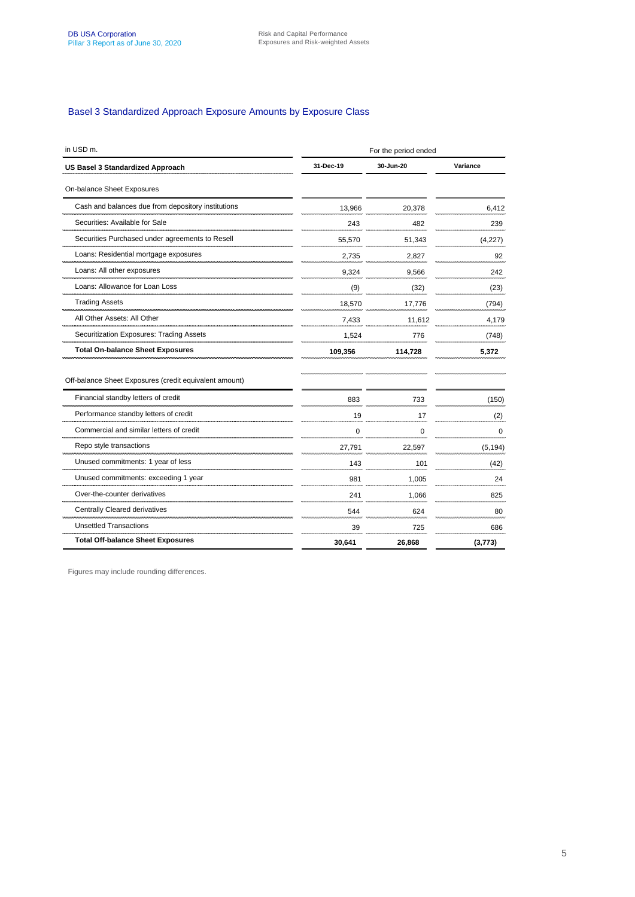## Basel 3 Standardized Approach Exposure Amounts by Exposure Class

| in USD m. | For the period ended | | |
|---|---|---|---|
| **US Basel 3 Standardized Approach** | **31-Dec-19** | **30-Jun-20** | **Variance** |
| On-balance Sheet Exposures | | | |
| Cash and balances due from depository institutions | 13,966 | 20,378 | 6,412 |
| Securities: Available for Sale | 243 | 482 | 239 |
| Securities Purchased under agreements to Resell | 55,570 | 51,343 | (4,227) |
| Loans: Residential mortgage exposures | 2,735 | 2,827 | 92 |
| Loans: All other exposures | 9,324 | 9,566 | 242 |
| Loans: Allowance for Loan Loss | (9) | (32) | (23) |
| Trading Assets | 18,570 | 17,776 | (794) |
| All Other Assets: All Other | 7,433 | 11,612 | 4,179 |
| Securitization Exposures: Trading Assets | 1,524 | 776 | (748) |
| **Total On-balance Sheet Exposures** | **109,356** | **114,728** | **5,372** |
| Off-balance Sheet Exposures (credit equivalent amount) | | | |
| Financial standby letters of credit | 883 | 733 | (150) |
| Performance standby letters of credit | 19 | 17 | (2) |
| Commercial and similar letters of credit | 0 | 0 | 0 |
| Repo style transactions | 27,791 | 22,597 | (5,194) |
| Unused commitments: 1 year of less | 143 | 101 | (42) |
| Unused commitments: exceeding 1 year | 981 | 1,005 | 24 |
| Over-the-counter derivatives | 241 | 1,066 | 825 |
| Centrally Cleared derivatives | 544 | 624 | 80 |
| Unsettled Transactions | 39 | 725 | 686 |
| **Total Off-balance Sheet Exposures** | **30,641** | **26,868** | **(3,773)** |

Figures may include rounding differences.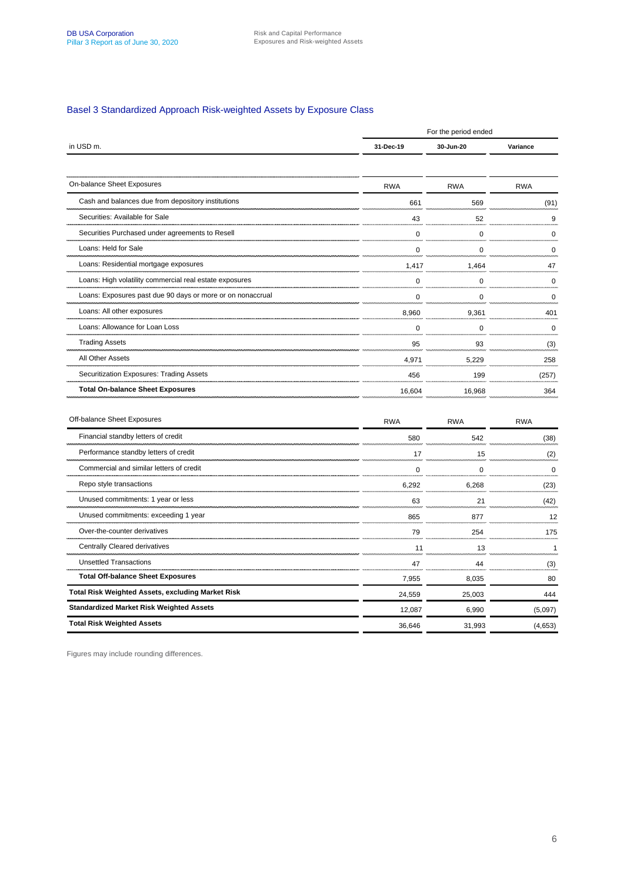## Basel 3 Standardized Approach Risk-weighted Assets by Exposure Class

| in USD m. | For the period ended 31-Dec-19 | 30-Jun-20 | Variance |
|---|---|---|---|
| On-balance Sheet Exposures | RWA | RWA | RWA |
| Cash and balances due from depository institutions | 661 | 569 | (91) |
| Securities: Available for Sale | 43 | 52 | 9 |
| Securities Purchased under agreements to Resell | 0 | 0 | 0 |
| Loans: Held for Sale | 0 | 0 | 0 |
| Loans: Residential mortgage exposures | 1,417 | 1,464 | 47 |
| Loans: High volatility commercial real estate exposures | 0 | 0 | 0 |
| Loans: Exposures past due 90 days or more or on nonaccrual | 0 | 0 | 0 |
| Loans: All other exposures | 8,960 | 9,361 | 401 |
| Loans: Allowance for Loan Loss | 0 | 0 | 0 |
| Trading Assets | 95 | 93 | (3) |
| All Other Assets | 4,971 | 5,229 | 258 |
| Securitization Exposures: Trading Assets | 456 | 199 | (257) |
| **Total On-balance Sheet Exposures** | 16,604 | 16,968 | 364 |
| Off-balance Sheet Exposures | RWA | RWA | RWA |
| Financial standby letters of credit | 580 | 542 | (38) |
| Performance standby letters of credit | 17 | 15 | (2) |
| Commercial and similar letters of credit | 0 | 0 | 0 |
| Repo style transactions | 6,292 | 6,268 | (23) |
| Unused commitments: 1 year or less | 63 | 21 | (42) |
| Unused commitments: exceeding 1 year | 865 | 877 | 12 |
| Over-the-counter derivatives | 79 | 254 | 175 |
| Centrally Cleared derivatives | 11 | 13 | 1 |
| Unsettled Transactions | 47 | 44 | (3) |
| **Total Off-balance Sheet Exposures** | 7,955 | 8,035 | 80 |
| **Total Risk Weighted Assets, excluding Market Risk** | 24,559 | 25,003 | 444 |
| **Standardized Market Risk Weighted Assets** | 12,087 | 6,990 | (5,097) |
| **Total Risk Weighted Assets** | 36,646 | 31,993 | (4,653) |

Figures may include rounding differences.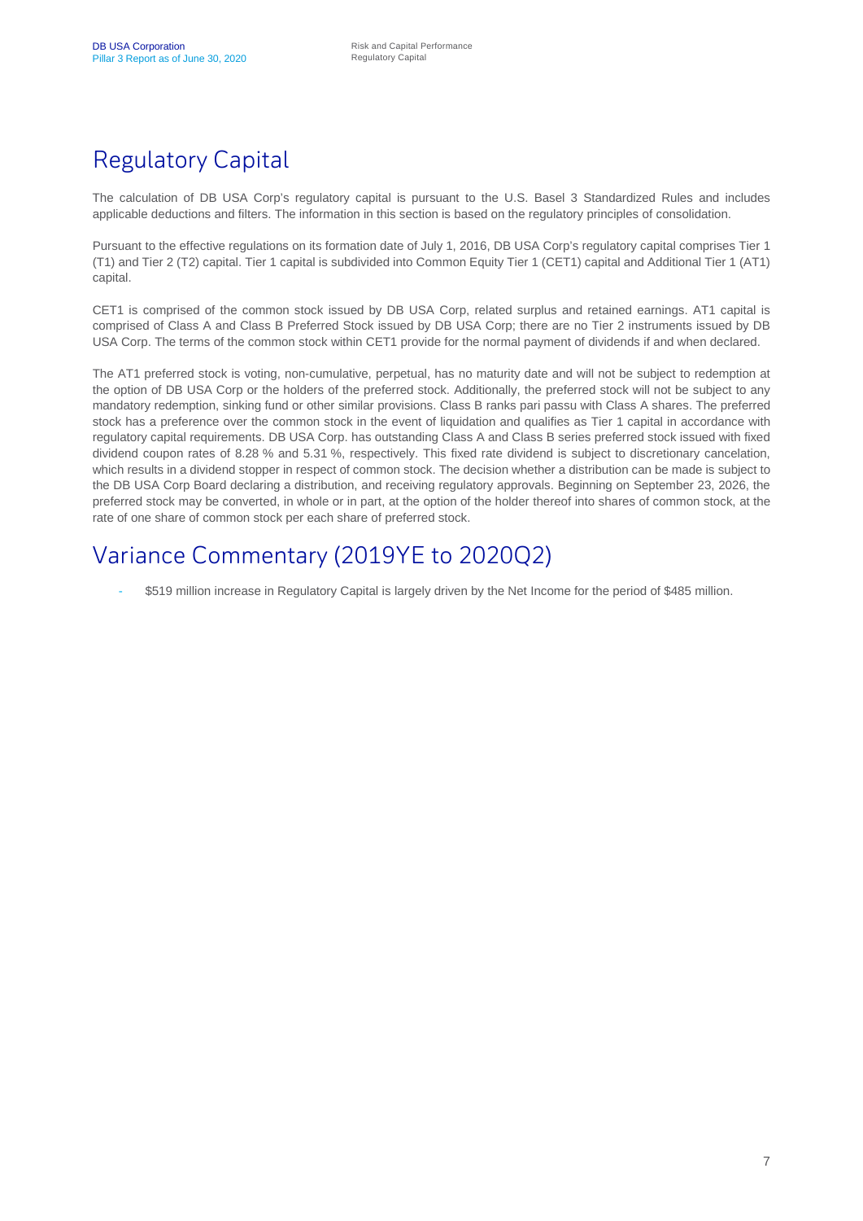# Regulatory Capital

The calculation of DB USA Corp's regulatory capital is pursuant to the U.S. Basel 3 Standardized Rules and includes applicable deductions and filters. The information in this section is based on the regulatory principles of consolidation.

Pursuant to the effective regulations on its formation date of July 1, 2016, DB USA Corp's regulatory capital comprises Tier 1 (T1) and Tier 2 (T2) capital. Tier 1 capital is subdivided into Common Equity Tier 1 (CET1) capital and Additional Tier 1 (AT1) capital.

CET1 is comprised of the common stock issued by DB USA Corp, related surplus and retained earnings. AT1 capital is comprised of Class A and Class B Preferred Stock issued by DB USA Corp; there are no Tier 2 instruments issued by DB USA Corp. The terms of the common stock within CET1 provide for the normal payment of dividends if and when declared.

The AT1 preferred stock is voting, non-cumulative, perpetual, has no maturity date and will not be subject to redemption at the option of DB USA Corp or the holders of the preferred stock. Additionally, the preferred stock will not be subject to any mandatory redemption, sinking fund or other similar provisions. Class B ranks pari passu with Class A shares. The preferred stock has a preference over the common stock in the event of liquidation and qualifies as Tier 1 capital in accordance with regulatory capital requirements. DB USA Corp. has outstanding Class A and Class B series preferred stock issued with fixed dividend coupon rates of 8.28 % and 5.31 %, respectively. This fixed rate dividend is subject to discretionary cancelation, which results in a dividend stopper in respect of common stock. The decision whether a distribution can be made is subject to the DB USA Corp Board declaring a distribution, and receiving regulatory approvals. Beginning on September 23, 2026, the preferred stock may be converted, in whole or in part, at the option of the holder thereof into shares of common stock, at the rate of one share of common stock per each share of preferred stock.

# Variance Commentary (2019YE to 2020Q2)

- $519 million increase in Regulatory Capital is largely driven by the Net Income for the period of $485 million.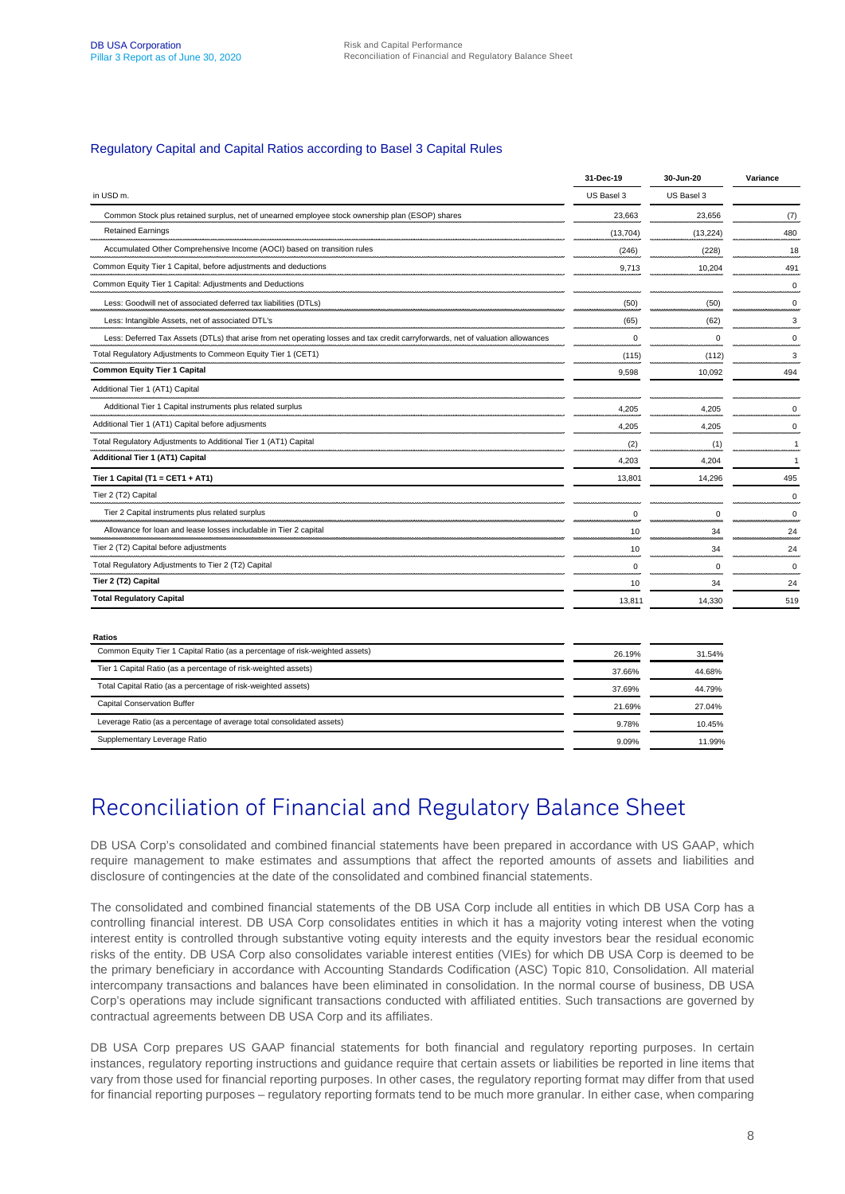### Regulatory Capital and Capital Ratios according to Basel 3 Capital Rules

| in USD m. | 31-Dec-19 US Basel 3 | 30-Jun-20 US Basel 3 | Variance |
|---|---|---|---|
| Common Stock plus retained surplus, net of unearned employee stock ownership plan (ESOP) shares | 23,663 | 23,656 | (7) |
| Retained Earnings | (13,704) | (13,224) | 480 |
| Accumulated Other Comprehensive Income (AOCI) based on transition rules | (246) | (228) | 18 |
| Common Equity Tier 1 Capital, before adjustments and deductions | 9,713 | 10,204 | 491 |
| Common Equity Tier 1 Capital: Adjustments and Deductions | | | 0 |
| Less: Goodwill net of associated deferred tax liabilities (DTLs) | (50) | (50) | 0 |
| Less: Intangible Assets, net of associated DTL's | (65) | (62) | 3 |
| Less: Deferred Tax Assets (DTLs) that arise from net operating losses and tax credit carryforwards, net of valuation allowances | 0 | 0 | 0 |
| Total Regulatory Adjustments to Commeon Equity Tier 1 (CET1) | (115) | (112) | 3 |
| **Common Equity Tier 1 Capital** | 9,598 | 10,092 | 494 |
| Additional Tier 1 (AT1) Capital | | | |
| Additional Tier 1 Capital instruments plus related surplus | 4,205 | 4,205 | 0 |
| Additional Tier 1 (AT1) Capital before adjustments | 4,205 | 4,205 | 0 |
| Total Regulatory Adjustments to Additional Tier 1 (AT1) Capital | (2) | (1) | 1 |
| **Additional Tier 1 (AT1) Capital** | 4,203 | 4,204 | 1 |
| **Tier 1 Capital (T1 = CET1 + AT1)** | 13,801 | 14,296 | 495 |
| Tier 2 (T2) Capital | | | 0 |
| Tier 2 Capital instruments plus related surplus | 0 | 0 | 0 |
| Allowance for loan and lease losses includable in Tier 2 capital | 10 | 34 | 24 |
| Tier 2 (T2) Capital before adjustments | 10 | 34 | 24 |
| Total Regulatory Adjustments to Tier 2 (T2) Capital | 0 | 0 | 0 |
| **Tier 2 (T2) Capital** | 10 | 34 | 24 |
| **Total Regulatory Capital** | 13,811 | 14,330 | 519 |

| **Ratios** | | |
|---|---|---|
| Common Equity Tier 1 Capital Ratio (as a percentage of risk-weighted assets) | 26.19% | 31.54% |
| Tier 1 Capital Ratio (as a percentage of risk-weighted assets) | 37.66% | 44.68% |
| Total Capital Ratio (as a percentage of risk-weighted assets) | 37.69% | 44.79% |
| Capital Conservation Buffer | 21.69% | 27.04% |
| Leverage Ratio (as a percentage of average total consolidated assets) | 9.78% | 10.45% |
| Supplementary Leverage Ratio | 9.09% | 11.99% |

# Reconciliation of Financial and Regulatory Balance Sheet

DB USA Corp's consolidated and combined financial statements have been prepared in accordance with US GAAP, which require management to make estimates and assumptions that affect the reported amounts of assets and liabilities and disclosure of contingencies at the date of the consolidated and combined financial statements.

The consolidated and combined financial statements of the DB USA Corp include all entities in which DB USA Corp has a controlling financial interest. DB USA Corp consolidates entities in which it has a majority voting interest when the voting interest entity is controlled through substantive voting equity interests and the equity investors bear the residual economic risks of the entity. DB USA Corp also consolidates variable interest entities (VIEs) for which DB USA Corp is deemed to be the primary beneficiary in accordance with Accounting Standards Codification (ASC) Topic 810, Consolidation. All material intercompany transactions and balances have been eliminated in consolidation. In the normal course of business, DB USA Corp's operations may include significant transactions conducted with affiliated entities. Such transactions are governed by contractual agreements between DB USA Corp and its affiliates.

DB USA Corp prepares US GAAP financial statements for both financial and regulatory reporting purposes. In certain instances, regulatory reporting instructions and guidance require that certain assets or liabilities be reported in line items that vary from those used for financial reporting purposes. In other cases, the regulatory reporting format may differ from that used for financial reporting purposes – regulatory reporting formats tend to be much more granular. In either case, when comparing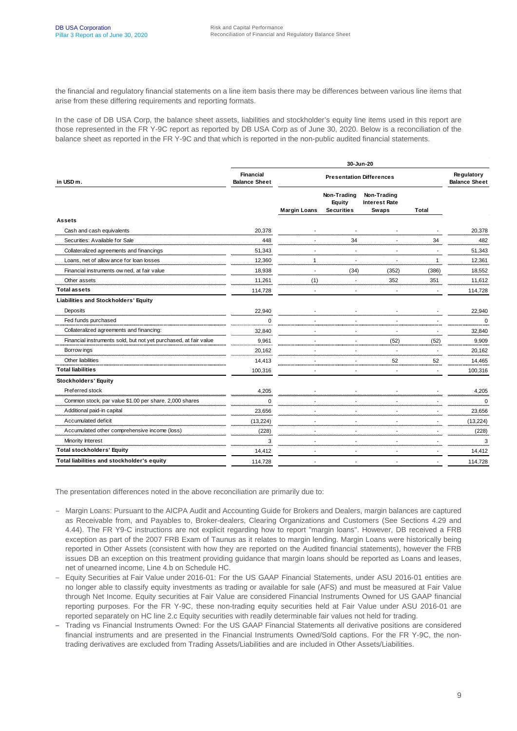the financial and regulatory financial statements on a line item basis there may be differences between various line items that arise from these differing requirements and reporting formats.

In the case of DB USA Corp, the balance sheet assets, liabilities and stockholder's equity line items used in this report are those represented in the FR Y-9C report as reported by DB USA Corp as of June 30, 2020. Below is a reconciliation of the balance sheet as reported in the FR Y-9C and that which is reported in the non-public audited financial statements.

| | 30-Jun-20 | | | | | |
|---|---|---|---|---|---|---|
| in USD m. | Financial Balance Sheet | Presentation Differences | | | | Regulatory Balance Sheet |
| | | Margin Loans | Non-Trading Equity Securities | Non-Trading Interest Rate Swaps | Total | |
| **Assets** | | | | | | |
| Cash and cash equivalents | 20,378 | - | - | - | - | 20,378 |
| Securities: Available for Sale | 448 | - | 34 | - | 34 | 482 |
| Collateralized agreements and financings | 51,343 | - | - | - | - | 51,343 |
| Loans, net of allowance for loan losses | 12,360 | 1 | - | - | 1 | 12,361 |
| Financial instruments owned, at fair value | 18,938 | - | (34) | (352) | (386) | 18,552 |
| Other assets | 11,261 | (1) | - | 352 | 351 | 11,612 |
| **Total assets** | 114,728 | - | - | - | - | 114,728 |
| **Liabilities and Stockholders' Equity** | | | | | | |
| Deposits | 22,940 | - | - | - | - | 22,940 |
| Fed funds purchased | 0 | - | - | - | - | 0 |
| Collateralized agreements and financing: | 32,840 | - | - | - | - | 32,840 |
| Financial instruments sold, but not yet purchased, at fair value | 9,961 | - | - | (52) | (52) | 9,909 |
| Borrowings | 20,162 | - | - | - | - | 20,162 |
| Other liabilities | 14,413 | - | - | 52 | 52 | 14,465 |
| **Total liabilities** | 100,316 | - | - | - | - | 100,316 |
| **Stockholders' Equity** | | | | | | |
| Preferred stock | 4,205 | - | - | - | - | 4,205 |
| Common stock, par value $1.00 per share. 2,000 shares | 0 | - | - | - | - | 0 |
| Additional paid-in capital | 23,656 | - | - | - | - | 23,656 |
| Accumulated deficit | (13,224) | - | - | - | - | (13,224) |
| Accumulated other comprehensive income (loss) | (228) | - | - | - | - | (228) |
| Minority Interest | 3 | - | - | - | - | 3 |
| **Total stockholders' Equity** | 14,412 | - | - | - | - | 14,412 |
| **Total liabilities and stockholder's equity** | 114,728 | - | - | - | - | 114,728 |

The presentation differences noted in the above reconciliation are primarily due to:

- Margin Loans: Pursuant to the AICPA Audit and Accounting Guide for Brokers and Dealers, margin balances are captured as Receivable from, and Payables to, Broker-dealers, Clearing Organizations and Customers (See Sections 4.29 and 4.44). The FR Y9-C instructions are not explicit regarding how to report "margin loans". However, DB received a FRB exception as part of the 2007 FRB Exam of Taunus as it relates to margin lending. Margin Loans were historically being reported in Other Assets (consistent with how they are reported on the Audited financial statements), however the FRB issues DB an exception on this treatment providing guidance that margin loans should be reported as Loans and leases, net of unearned income, Line 4.b on Schedule HC.
- Equity Securities at Fair Value under 2016-01: For the US GAAP Financial Statements, under ASU 2016-01 entities are no longer able to classify equity investments as trading or available for sale (AFS) and must be measured at Fair Value through Net Income. Equity securities at Fair Value are considered Financial Instruments Owned for US GAAP financial reporting purposes. For the FR Y-9C, these non-trading equity securities held at Fair Value under ASU 2016-01 are reported separately on HC line 2.c Equity securities with readily determinable fair values not held for trading.
- Trading vs Financial Instruments Owned: For the US GAAP Financial Statements all derivative positions are considered financial instruments and are presented in the Financial Instruments Owned/Sold captions. For the FR Y-9C, the non-trading derivatives are excluded from Trading Assets/Liabilities and are included in Other Assets/Liabilities.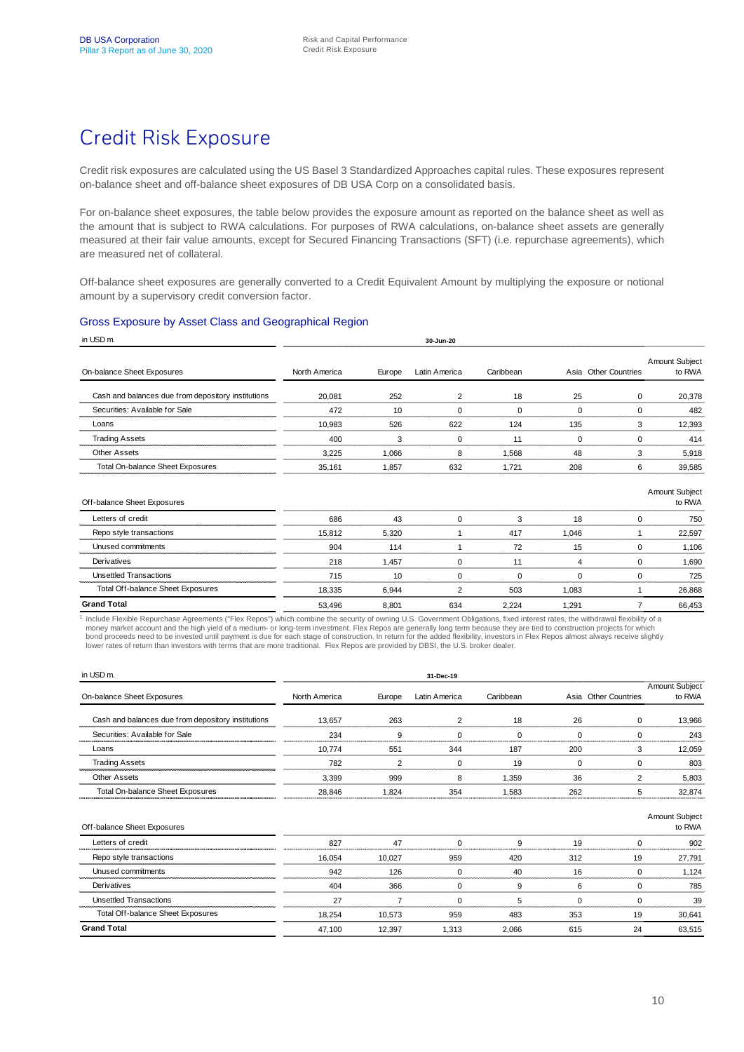# Credit Risk Exposure

Credit risk exposures are calculated using the US Basel 3 Standardized Approaches capital rules. These exposures represent on-balance sheet and off-balance sheet exposures of DB USA Corp on a consolidated basis.

For on-balance sheet exposures, the table below provides the exposure amount as reported on the balance sheet as well as the amount that is subject to RWA calculations. For purposes of RWA calculations, on-balance sheet assets are generally measured at their fair value amounts, except for Secured Financing Transactions (SFT) (i.e. repurchase agreements), which are measured net of collateral.

Off-balance sheet exposures are generally converted to a Credit Equivalent Amount by multiplying the exposure or notional amount by a supervisory credit conversion factor.

## Gross Exposure by Asset Class and Geographical Region

| in USD m. | 30-Jun-20 | | | | | | |
|---|---|---|---|---|---|---|---|
| On-balance Sheet Exposures | North America | Europe | Latin America | Caribbean | Asia | Other Countries | Amount Subject to RWA |
| Cash and balances due from depository institutions | 20,081 | 252 | 2 | 18 | 25 | 0 | 20,378 |
| Securities: Available for Sale | 472 | 10 | 0 | 0 | 0 | 0 | 482 |
| Loans | 10,983 | 526 | 622 | 124 | 135 | 3 | 12,393 |
| Trading Assets | 400 | 3 | 0 | 11 | 0 | 0 | 414 |
| Other Assets | 3,225 | 1,066 | 8 | 1,568 | 48 | 3 | 5,918 |
| Total On-balance Sheet Exposures | 35,161 | 1,857 | 632 | 1,721 | 208 | 6 | 39,585 |
| Off-balance Sheet Exposures | | | | | | | Amount Subject to RWA |
| Letters of credit | 686 | 43 | 0 | 3 | 18 | 0 | 750 |
| Repo style transactions | 15,812 | 5,320 | 1 | 417 | 1,046 | 1 | 22,597 |
| Unused commitments | 904 | 114 | 1 | 72 | 15 | 0 | 1,106 |
| Derivatives | 218 | 1,457 | 0 | 11 | 4 | 0 | 1,690 |
| Unsettled Transactions | 715 | 10 | 0 | 0 | 0 | 0 | 725 |
| Total Off-balance Sheet Exposures | 18,335 | 6,944 | 2 | 503 | 1,083 | 1 | 26,868 |
| **Grand Total** | 53,496 | 8,801 | 634 | 2,224 | 1,291 | 7 | 66,453 |

[1] Include Flexible Repurchase Agreements ("Flex Repos") which combine the security of owning U.S. Government Obligations, fixed interest rates, the withdrawal flexibility of a money market account and the high yield of a medium- or long-term investment. Flex Repos are generally long term because they are tied to construction projects for which bond proceeds need to be invested until payment is due for each stage of construction. In return for the added flexibility, investors in Flex Repos almost always receive slightly lower rates of return than investors with terms that are more traditional. Flex Repos are provided by DBSI, the U.S. broker dealer.

| in USD m. | 31-Dec-19 | | | | | | |
|---|---|---|---|---|---|---|---|
| On-balance Sheet Exposures | North America | Europe | Latin America | Caribbean | Asia | Other Countries | Amount Subject to RWA |
| Cash and balances due from depository institutions | 13,657 | 263 | 2 | 18 | 26 | 0 | 13,966 |
| Securities: Available for Sale | 234 | 9 | 0 | 0 | 0 | 0 | 243 |
| Loans | 10,774 | 551 | 344 | 187 | 200 | 3 | 12,059 |
| Trading Assets | 782 | 2 | 0 | 19 | 0 | 0 | 803 |
| Other Assets | 3,399 | 999 | 8 | 1,359 | 36 | 2 | 5,803 |
| Total On-balance Sheet Exposures | 28,846 | 1,824 | 354 | 1,583 | 262 | 5 | 32,874 |
| Off-balance Sheet Exposures | | | | | | | Amount Subject to RWA |
| Letters of credit | 827 | 47 | 0 | 9 | 19 | 0 | 902 |
| Repo style transactions | 16,054 | 10,027 | 959 | 420 | 312 | 19 | 27,791 |
| Unused commitments | 942 | 126 | 0 | 40 | 16 | 0 | 1,124 |
| Derivatives | 404 | 366 | 0 | 9 | 6 | 0 | 785 |
| Unsettled Transactions | 27 | 7 | 0 | 5 | 0 | 0 | 39 |
| Total Off-balance Sheet Exposures | 18,254 | 10,573 | 959 | 483 | 353 | 19 | 30,641 |
| **Grand Total** | 47,100 | 12,397 | 1,313 | 2,066 | 615 | 24 | 63,515 |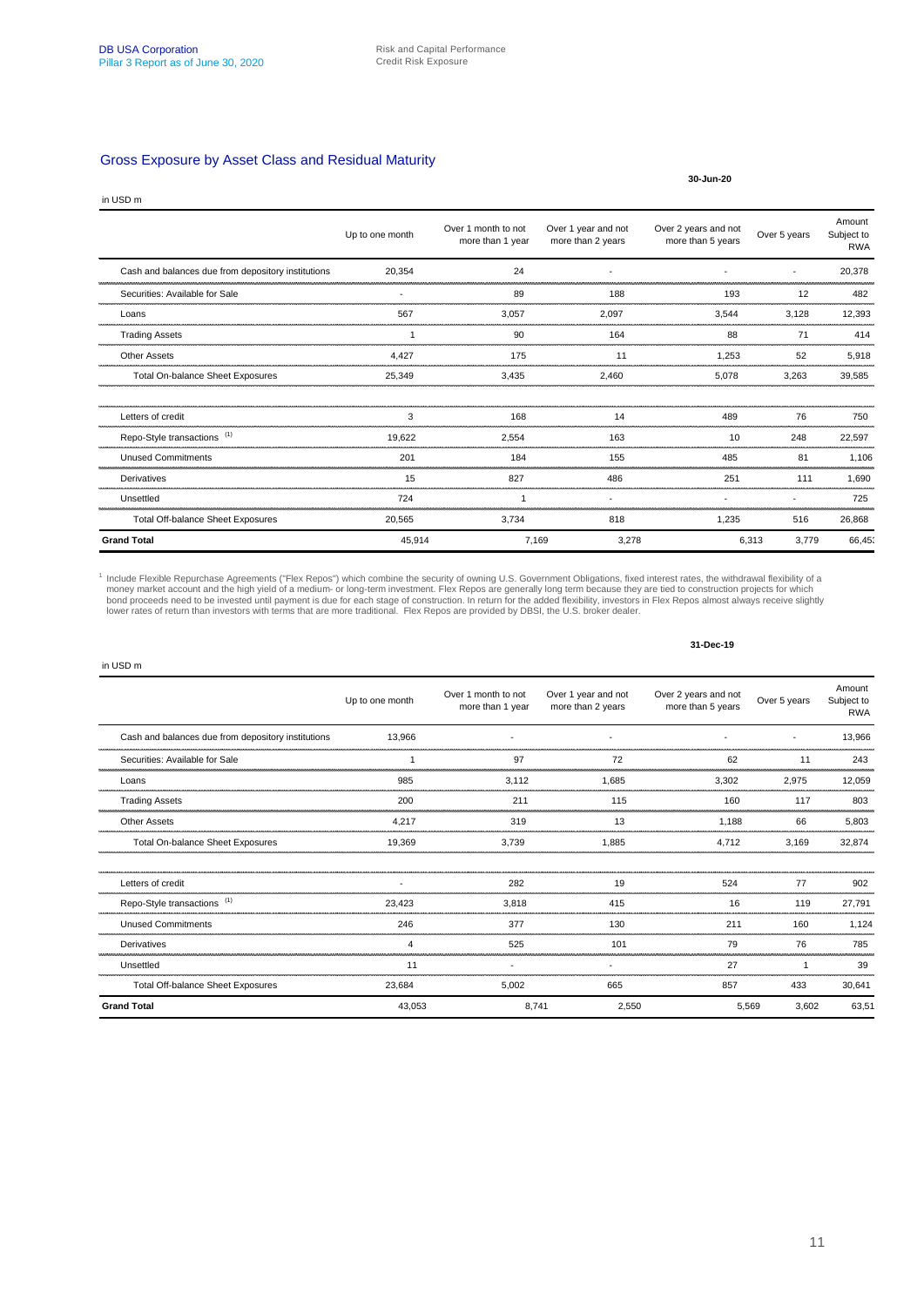## Gross Exposure by Asset Class and Residual Maturity

30-Jun-20

in USD m

| | Up to one month | Over 1 month to not more than 1 year | Over 1 year and not more than 2 years | Over 2 years and not more than 5 years | Over 5 years | Amount Subject to RWA |
|---|---|---|---|---|---|---|
| Cash and balances due from depository institutions | 20,354 | 24 | - | - | - | 20,378 |
| Securities: Available for Sale | - | 89 | 188 | 193 | 12 | 482 |
| Loans | 567 | 3,057 | 2,097 | 3,544 | 3,128 | 12,393 |
| Trading Assets | 1 | 90 | 164 | 88 | 71 | 414 |
| Other Assets | 4,427 | 175 | 11 | 1,253 | 52 | 5,918 |
| Total On-balance Sheet Exposures | 25,349 | 3,435 | 2,460 | 5,078 | 3,263 | 39,585 |
| Letters of credit | 3 | 168 | 14 | 489 | 76 | 750 |
| Repo-Style transactions (1) | 19,622 | 2,554 | 163 | 10 | 248 | 22,597 |
| Unused Commitments | 201 | 184 | 155 | 485 | 81 | 1,106 |
| Derivatives | 15 | 827 | 486 | 251 | 111 | 1,690 |
| Unsettled | 724 | 1 | - | - | - | 725 |
| Total Off-balance Sheet Exposures | 20,565 | 3,734 | 818 | 1,235 | 516 | 26,868 |
| **Grand Total** | 45,914 | 7,169 | 3,278 | 6,313 | 3,779 | 66,453 |

[1] Include Flexible Repurchase Agreements ("Flex Repos") which combine the security of owning U.S. Government Obligations, fixed interest rates, the withdrawal flexibility of a money market account and the high yield of a medium- or long-term investment. Flex Repos are generally long term because they are tied to construction projects for which bond proceeds need to be invested until payment is due for each stage of construction. In return for the added flexibility, investors in Flex Repos almost always receive slightly lower rates of return than investors with terms that are more traditional. Flex Repos are provided by DBSI, the U.S. broker dealer.

31-Dec-19

in USD m

| | Up to one month | Over 1 month to not more than 1 year | Over 1 year and not more than 2 years | Over 2 years and not more than 5 years | Over 5 years | Amount Subject to RWA |
|---|---|---|---|---|---|---|
| Cash and balances due from depository institutions | 13,966 | - | - | - | - | 13,966 |
| Securities: Available for Sale | 1 | 97 | 72 | 62 | 11 | 243 |
| Loans | 985 | 3,112 | 1,685 | 3,302 | 2,975 | 12,059 |
| Trading Assets | 200 | 211 | 115 | 160 | 117 | 803 |
| Other Assets | 4,217 | 319 | 13 | 1,188 | 66 | 5,803 |
| Total On-balance Sheet Exposures | 19,369 | 3,739 | 1,885 | 4,712 | 3,169 | 32,874 |
| Letters of credit | - | 282 | 19 | 524 | 77 | 902 |
| Repo-Style transactions (1) | 23,423 | 3,818 | 415 | 16 | 119 | 27,791 |
| Unused Commitments | 246 | 377 | 130 | 211 | 160 | 1,124 |
| Derivatives | 4 | 525 | 101 | 79 | 76 | 785 |
| Unsettled | 11 | - | - | 27 | 1 | 39 |
| Total Off-balance Sheet Exposures | 23,684 | 5,002 | 665 | 857 | 433 | 30,641 |
| **Grand Total** | 43,053 | 8,741 | 2,550 | 5,569 | 3,602 | 63,51 |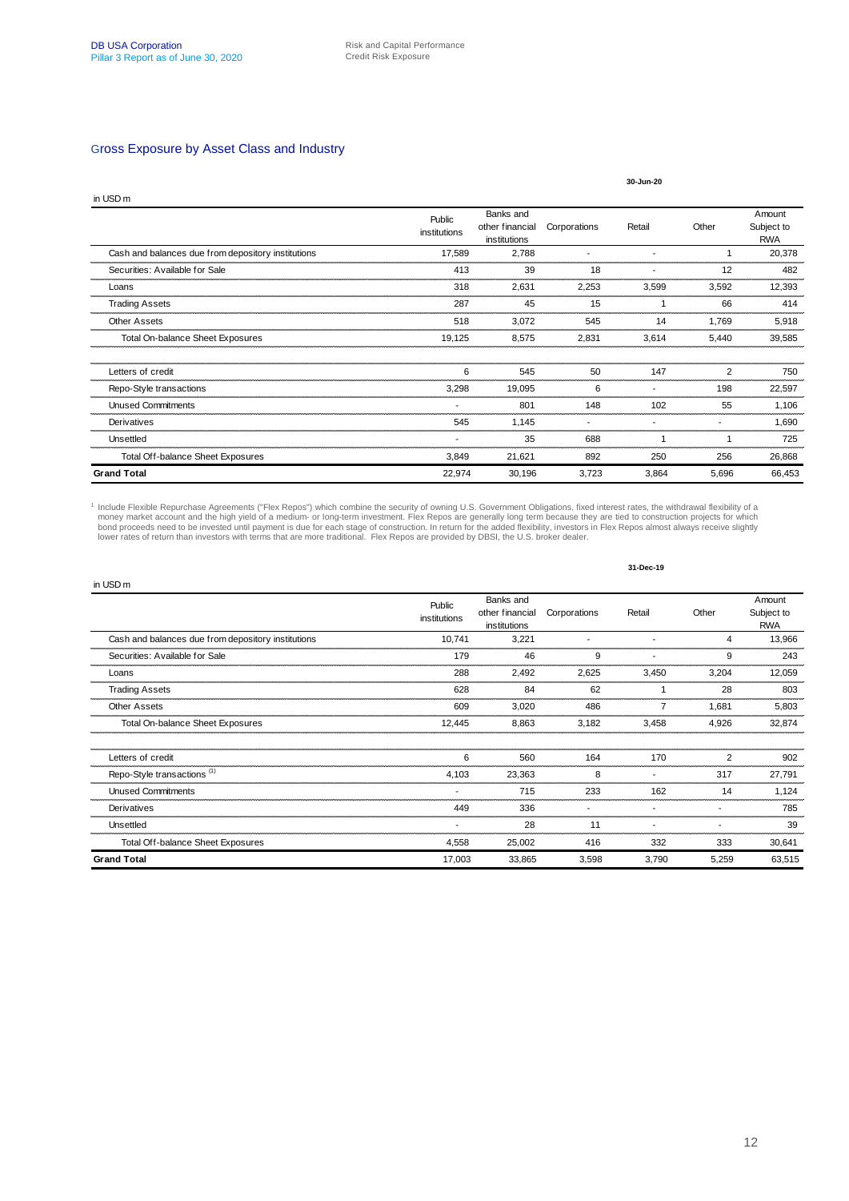## Gross Exposure by Asset Class and Industry

30-Jun-20

in USD m

| | Public institutions | Banks and other financial institutions | Corporations | Retail | Other | Amount Subject to RWA |
|---|---|---|---|---|---|---|
| Cash and balances due from depository institutions | 17,589 | 2,788 | - | - | 1 | 20,378 |
| Securities: Available for Sale | 413 | 39 | 18 | - | 12 | 482 |
| Loans | 318 | 2,631 | 2,253 | 3,599 | 3,592 | 12,393 |
| Trading Assets | 287 | 45 | 15 | 1 | 66 | 414 |
| Other Assets | 518 | 3,072 | 545 | 14 | 1,769 | 5,918 |
| Total On-balance Sheet Exposures | 19,125 | 8,575 | 2,831 | 3,614 | 5,440 | 39,585 |
| Letters of credit | 6 | 545 | 50 | 147 | 2 | 750 |
| Repo-Style transactions | 3,298 | 19,095 | 6 | - | 198 | 22,597 |
| Unused Commitments | - | 801 | 148 | 102 | 55 | 1,106 |
| Derivatives | 545 | 1,145 | - | - | - | 1,690 |
| Unsettled | - | 35 | 688 | 1 | 1 | 725 |
| Total Off-balance Sheet Exposures | 3,849 | 21,621 | 892 | 250 | 256 | 26,868 |
| **Grand Total** | 22,974 | 30,196 | 3,723 | 3,864 | 5,696 | 66,453 |

[1] Include Flexible Repurchase Agreements ("Flex Repos") which combine the security of owning U.S. Government Obligations, fixed interest rates, the withdrawal flexibility of a money market account and the high yield of a medium- or long-term investment. Flex Repos are generally long term because they are tied to construction projects for which bond proceeds need to be invested until payment is due for each stage of construction. In return for the added flexibility, investors in Flex Repos almost always receive slightly lower rates of return than investors with terms that are more traditional. Flex Repos are provided by DBSI, the U.S. broker dealer.

31-Dec-19

in USD m

| | Public institutions | Banks and other financial institutions | Corporations | Retail | Other | Amount Subject to RWA |
|---|---|---|---|---|---|---|
| Cash and balances due from depository institutions | 10,741 | 3,221 | - | - | 4 | 13,966 |
| Securities: Available for Sale | 179 | 46 | 9 | - | 9 | 243 |
| Loans | 288 | 2,492 | 2,625 | 3,450 | 3,204 | 12,059 |
| Trading Assets | 628 | 84 | 62 | 1 | 28 | 803 |
| Other Assets | 609 | 3,020 | 486 | 7 | 1,681 | 5,803 |
| Total On-balance Sheet Exposures | 12,445 | 8,863 | 3,182 | 3,458 | 4,926 | 32,874 |
| Letters of credit | 6 | 560 | 164 | 170 | 2 | 902 |
| Repo-Style transactions [(1)] | 4,103 | 23,363 | 8 | - | 317 | 27,791 |
| Unused Commitments | - | 715 | 233 | 162 | 14 | 1,124 |
| Derivatives | 449 | 336 | - | - | - | 785 |
| Unsettled | - | 28 | 11 | - | - | 39 |
| Total Off-balance Sheet Exposures | 4,558 | 25,002 | 416 | 332 | 333 | 30,641 |
| **Grand Total** | 17,003 | 33,865 | 3,598 | 3,790 | 5,259 | 63,515 |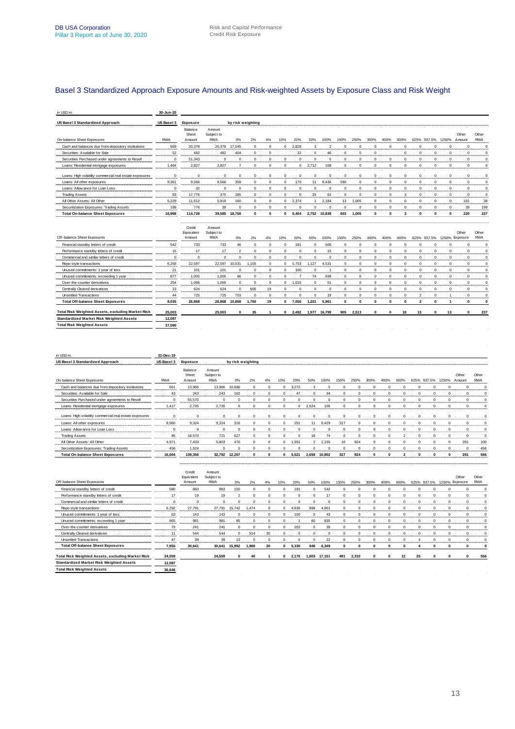# Basel 3 Standardized Approach Exposure Amounts and Risk-weighted Assets by Exposure Class and Risk Weight

in USD m.

**30-Jun-20**

| US Basel 3 Standardized Approach | US Basel 3 | Exposure | | by risk weighting | | | | | | | | | | | | | | | | |
|---|---|---|---|---|---|---|---|---|---|---|---|---|---|---|---|---|---|---|---|---|
| On-balance Sheet Exposures | RWA | Balance Sheet Amount | Amount Subject to RWA | 0% | 2% | 4% | 10% | 20% | 50% | 100% | 150% | 250% | 300% | 400% | 600% | 625% | 937.5% | 1250% | Other Amount | Other RWA |
| Cash and balances due from depository institutions | 569 | 20,378 | 20,378 | 17,545 | 0 | 0 | 0 | 2,828 | 3 | 2 | 0 | 0 | 0 | 0 | 0 | 0 | 0 | 0 | 0 | 0 |
| Securities: Available for Sale | 52 | 482 | 482 | 404 | 0 | 0 | | 32 | 0 | 46 | 0 | 0 | 0 | | 0 | 0 | 0 | 0 | 0 | 0 |
| Securities Purchased under agreements to Resell | 0 | 51,343 | 0 | 0 | 0 | 0 | 0 | 0 | 0 | 0 | 0 | 0 | 0 | 0 | 0 | 0 | 0 | 0 | 0 | 0 |
| Loans: Residential mortgage exposures | 1,464 | 2,827 | 2,827 | 7 | 0 | 0 | 0 | 0 | 2,712 | 108 | 0 | 0 | 0 | 0 | 0 | 0 | 0 | 0 | 0 | 0 |
| Loans: High volatility commercial real estate exposures | 0 | 0 | 0 | 0 | 0 | 0 | 0 | 0 | 0 | 0 | 0 | 0 | 0 | 0 | 0 | 0 | 0 | 0 | 0 | 0 |
| Loans: All other exposures | 9,361 | 9,566 | 9,566 | 359 | 0 | 0 | 0 | 170 | 11 | 8,436 | 590 | 0 | 0 | 0 | 0 | 0 | 0 | 0 | 0 | 0 |
| Loans: Allowance for Loan Loss | 0 | 32 | 0 | 0 | 0 | 0 | 0 | 0 | 0 | 0 | 0 | 0 | 0 | 0 | 0 | 0 | 0 | 0 | 0 | 0 |
| Trading Assets | 93 | 17,776 | 375 | 285 | 0 | 0 | 0 | 0 | 25 | 62 | 0 | 0 | 0 | 0 | 3 | 0 | 0 | 0 | 0 | 0 |
| All Other Assets: All Other | 5,229 | 11,612 | 5,918 | 160 | 0 | 0 | 0 | 2,374 | 1 | 2,184 | 13 | 1,005 | 0 | 0 | 0 | 0 | 0 | 0 | 181 | 38 |
| Securitization Exposures: Trading Assets | 199 | 776 | 39 | 0 | 0 | 0 | 0 | 0 | 0 | 0 | 0 | 0 | 0 | 0 | 0 | 0 | 0 | 0 | 39 | 199 |
| **Total On-balance Sheet Exposures** | **16,968** | **114,728** | **39,585** | **18,760** | **0** | **0** | **0** | **5,404** | **2,752** | **10,838** | **603** | **1,005** | **0** | **0** | **3** | **0** | **0** | **0** | **220** | **237** |
| **Off-balance Sheet Exposures** | | **Credit Equivalent Amount** | **Amount Subject to RWA** | **0%** | **2%** | **4%** | **10%** | **20%** | **50%** | **100%** | **150%** | **250%** | **300%** | **400%** | **600%** | **625%** | **937.5%** | **1250%** | **Other Exposure** | **Other RWA** |
| Financial standby letters of credit | 542 | 733 | 733 | 46 | 0 | 0 | 0 | 181 | 0 | 506 | 0 | 0 | 0 | 0 | 0 | 0 | 0 | 0 | 0 | 0 |
| Performance standby letters of credit | 15 | 17 | 17 | 2 | 0 | 0 | 0 | 0 | 0 | 15 | 0 | 0 | 0 | 0 | 0 | 0 | 0 | 0 | 0 | 0 |
| Commercial and similar letters of credit | 0 | 0 | 0 | 0 | 0 | 0 | 0 | 0 | 0 | 0 | 0 | 0 | 0 | 0 | 0 | 0 | 0 | 0 | 0 | 0 |
| Repo style transactions | 6,268 | 22,597 | 22,597 | 10,031 | 1,155 | 0 | 0 | 5,753 | 1,127 | 4,531 | 0 | 0 | 0 | 0 | 0 | 0 | 0 | 0 | 0 | 0 |
| Unused commitments: 1 year of less | 21 | 101 | 101 | 0 | 0 | 0 | 0 | 100 | 0 | 1 | 0 | 0 | 0 | 0 | 0 | 0 | 0 | 0 | 0 | 0 |
| Unused commitments: exceeding 1 year | 877 | 1,005 | 1,005 | 86 | 0 | 0 | 0 | 7 | 74 | 838 | 0 | 0 | 0 | 0 | 0 | 0 | 0 | 0 | 0 | 0 |
| Over-the-counter derivatives | 254 | 1,066 | 1,066 | 0 | 0 | 0 | 0 | 1,015 | 0 | 51 | 0 | 0 | 0 | 0 | 0 | 0 | 0 | 0 | 0 | 0 |
| Centrally Cleared derivatives | 13 | 624 | 624 | 0 | 605 | 19 | 0 | 0 | 0 | 0 | 0 | 0 | 0 | 0 | 0 | 0 | 0 | 0 | 0 | 0 |
| Unsettled Transactions | 44 | 725 | 725 | 703 | 0 | 0 | 0 | 0 | 0 | 19 | 0 | 0 | 0 | 0 | 0 | 2 | 0 | 1 | 0 | 0 |
| **Total Off-balance Sheet Exposures** | **8,035** | **26,868** | **26,868** | **10,868** | **1,760** | **19** | **0** | **7,056** | **1,201** | **5,961** | **0** | **0** | **0** | **0** | **0** | **2** | **0** | **1** | **0** | **0** |
| **Total Risk Weighted Assets, excluding Market Risk** | **25,003** | | **25,003** | **0** | **35** | **1** | **0** | **2,492** | **1,977** | **16,799** | **905** | **2,513** | **0** | **0** | **18** | **13** | **0** | **13** | **0** | **237** |
| **Standardized Market Risk Weighted Assets** | **12,087** | | | | | | | | | | | | | | | | | | | |
| **Total Risk Weighted Assets** | **37,090** | | | | | | | | | | | | | | | | | | | |

in USD m.

**31-Dec-19**

| US Basel 3 Standardized Approach | US Basel 3 | Exposure | | by risk weighting | | | | | | | | | | | | | | | | |
|---|---|---|---|---|---|---|---|---|---|---|---|---|---|---|---|---|---|---|---|---|
| On-balance Sheet Exposures | RWA | Balance Sheet Amount | Amount Subject to RWA | 0% | 2% | 4% | 10% | 20% | 50% | 100% | 150% | 250% | 300% | 400% | 600% | 625% | 937.5% | 1250% | Other Amount | Other RWA |
| Cash and balances due from depository institutions | 661 | 13,966 | 13,966 | 10,686 | 0 | 0 | 0 | 3,272 | 3 | 5 | 0 | 0 | 0 | 0 | 0 | 0 | 0 | 0 | 0 | 0 |
| Securities: Available for Sale | 43 | 243 | 243 | 162 | 0 | 0 | 0 | 47 | 0 | 34 | 0 | 0 | 0 | 0 | 0 | 0 | 0 | 0 | 0 | 0 |
| Securities Purchased under agreements to Resell | 0 | 55,570 | 0 | 0 | 0 | 0 | 0 | 0 | 0 | 0 | 0 | 0 | 0 | 0 | 0 | 0 | 0 | 0 | 0 | 0 |
| Loans: Residential mortgage exposures | 1,417 | 2,735 | 2,735 | 6 | 0 | 0 | 0 | 0 | 2,624 | 105 | 0 | 0 | 0 | 0 | 0 | 0 | 0 | 0 | 0 | 0 |
| Loans: High volatility commercial real estate exposures | 0 | 0 | 0 | 0 | 0 | 0 | 0 | 0 | 0 | 0 | 0 | 0 | 0 | 0 | 0 | 0 | 0 | 0 | 0 | 0 |
| Loans: All other exposures | 8,960 | 9,324 | 9,324 | 316 | 0 | 0 | 0 | 251 | 11 | 8,429 | 317 | 0 | 0 | 0 | 0 | 0 | 0 | 0 | 0 | 0 |
| Loans: Allowance for Loan Loss | 0 | 9 | 0 | 0 | 0 | 0 | 0 | 0 | 0 | 0 | 0 | 0 | 0 | 0 | 0 | 0 | 0 | 0 | 0 | 0 |
| Trading Assets | 95 | 18,570 | 721 | 627 | 0 | 0 | 0 | 0 | 18 | 74 | 0 | 0 | 0 | 0 | 2 | 0 | 0 | 0 | 0 | 0 |
| All Other Assets: All Other | 4,971 | 7,433 | 5,803 | 470 | 0 | 0 | 0 | 1,951 | 2 | 2,155 | 10 | 924 | 0 | 0 | 0 | 0 | 0 | 0 | 291 | 100 |
| Securitization Exposures: Trading Assets | 456 | 1,524 | 0 | 0 | 0 | 0 | 0 | 0 | 0 | 0 | 0 | 0 | 0 | 0 | 0 | 0 | 0 | 0 | 0 | 456 |
| **Total On-balance Sheet Exposures** | **16,604** | **109,356** | **32,792** | **12,267** | **0** | **0** | **0** | **5,521** | **2,658** | **10,802** | **327** | **924** | **0** | **0** | **2** | **0** | **0** | **0** | **291** | **556** |
| **Off-balance Sheet Exposures** | | **Credit Equivalent Amount** | **Amount Subject to RWA** | **0%** | **2%** | **4%** | **10%** | **20%** | **50%** | **100%** | **150%** | **250%** | **300%** | **400%** | **600%** | **625%** | **937.5%** | **1250%** | **Other Exposure** | **Other RWA** |
| Financial standby letters of credit | 580 | 883 | 883 | 150 | 0 | 0 | 0 | 191 | 0 | 542 | 0 | 0 | 0 | 0 | 0 | 0 | 0 | 0 | 0 | 0 |
| Performance standby letters of credit | 17 | 19 | 19 | 2 | 0 | 0 | 0 | 0 | 0 | 17 | 0 | 0 | 0 | 0 | 0 | 0 | 0 | 0 | 0 | 0 |
| Commercial and similar letters of credit | 0 | 0 | 0 | 0 | 0 | 0 | 0 | 0 | 0 | 0 | 0 | 0 | 0 | 0 | 0 | 0 | 0 | 0 | 0 | 0 |
| Repo style transactions | 6,292 | 27,791 | 27,791 | 15,742 | 1,474 | 0 | 0 | 4,836 | 888 | 4,851 | 0 | 0 | 0 | 0 | 0 | 0 | 0 | 0 | 0 | 0 |
| Unused commitments: 1 year of less | 63 | 143 | 143 | 0 | 0 | 0 | 0 | 100 | 0 | 43 | 0 | 0 | 0 | 0 | 0 | 0 | 0 | 0 | 0 | 0 |
| Unused commitments: exceeding 1 year | 865 | 981 | 981 | 85 | 0 | 0 | 0 | 1 | 60 | 835 | 0 | 0 | 0 | 0 | 0 | 0 | 0 | 0 | 0 | 0 |
| Over-the-counter derivatives | 79 | 241 | 241 | 0 | 0 | 0 | 0 | 202 | 0 | 39 | 0 | 0 | 0 | 0 | 0 | 0 | 0 | 0 | 0 | 0 |
| Centrally Cleared derivatives | 11 | 544 | 544 | 0 | 514 | 30 | 0 | 0 | 0 | 0 | 0 | 0 | 0 | 0 | 0 | 0 | 0 | 0 | 0 | 0 |
| Unsettled Transactions | 47 | 39 | 39 | 13 | 0 | 0 | 0 | 0 | 0 | 22 | 0 | 0 | 0 | 0 | 0 | 4 | 0 | 0 | 0 | 0 |
| **Total Off-balance Sheet Exposures** | **7,955** | **30,641** | **30,641** | **15,992** | **1,988** | **30** | **0** | **5,330** | **948** | **6,349** | **0** | **0** | **0** | **0** | **0** | **4** | **0** | **0** | **0** | **0** |
| **Total Risk Weighted Assets, excluding Market Risk** | **24,559** | | **24,559** | **0** | **40** | **1** | **0** | **2,170** | **1,803** | **17,151** | **491** | **2,310** | **0** | **0** | **12** | **25** | **0** | **0** | **0** | **556** |
| **Standardized Market Risk Weighted Assets** | **12,087** | | | | | | | | | | | | | | | | | | | |
| **Total Risk Weighted Assets** | **36,646** | | | | | | | | | | | | | | | | | | | |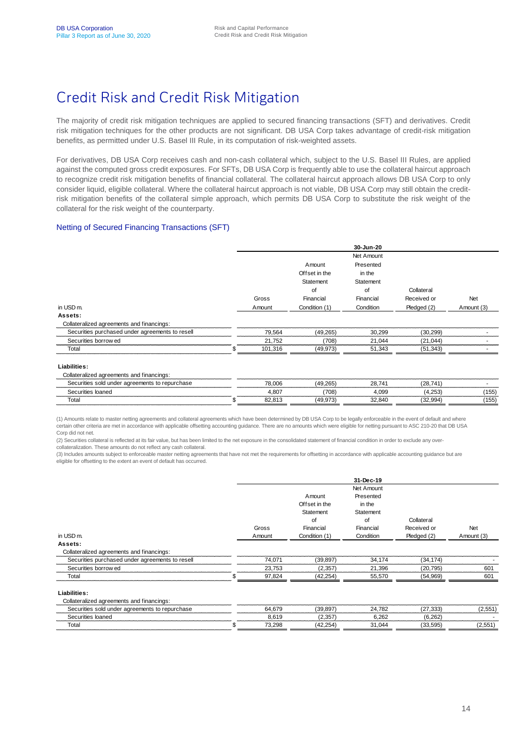# Credit Risk and Credit Risk Mitigation

The majority of credit risk mitigation techniques are applied to secured financing transactions (SFT) and derivatives. Credit risk mitigation techniques for the other products are not significant. DB USA Corp takes advantage of credit-risk mitigation benefits, as permitted under U.S. Basel III Rule, in its computation of risk-weighted assets.

For derivatives, DB USA Corp receives cash and non-cash collateral which, subject to the U.S. Basel III Rules, are applied against the computed gross credit exposures. For SFTs, DB USA Corp is frequently able to use the collateral haircut approach to recognize credit risk mitigation benefits of financial collateral. The collateral haircut approach allows DB USA Corp to only consider liquid, eligible collateral. Where the collateral haircut approach is not viable, DB USA Corp may still obtain the credit-risk mitigation benefits of the collateral simple approach, which permits DB USA Corp to substitute the risk weight of the collateral for the risk weight of the counterparty.

## Netting of Secured Financing Transactions (SFT)

| | 30-Jun-20 | | | | |
|---|---|---|---|---|---|
| in USD m. | Gross Amount | Amount Offset in the Statement of Financial Condition (1) | Net Amount Presented in the Statement of Financial Condition | Collateral Received or Pledged (2) | Net Amount (3) |
| **Assets:** | | | | | |
| Collateralized agreements and financings: | | | | | |
| Securities purchased under agreements to resell | 79,564 | (49,265) | 30,299 | (30,299) | - |
| Securities borrowed | 21,752 | (708) | 21,044 | (21,044) | - |
| Total | $ 101,316 | (49,973) | 51,343 | (51,343) | - |
| **Liabilities:** | | | | | |
| Collateralized agreements and financings: | | | | | |
| Securities sold under agreements to repurchase | 78,006 | (49,265) | 28,741 | (28,741) | - |
| Securities loaned | 4,807 | (708) | 4,099 | (4,253) | (155) |
| Total | $ 82,813 | (49,973) | 32,840 | (32,994) | (155) |

(1) Amounts relate to master netting agreements and collateral agreements which have been determined by DB USA Corp to be legally enforceable in the event of default and where certain other criteria are met in accordance with applicable offsetting accounting guidance. There are no amounts which were eligible for netting pursuant to ASC 210-20 that DB USA Corp did not net.

(2) Securities collateral is reflected at its fair value, but has been limited to the net exposure in the consolidated statement of financial condition in order to exclude any over-collateralization. These amounts do not reflect any cash collateral.

(3) Includes amounts subject to enforceable master netting agreements that have not met the requirements for offsetting in accordance with applicable accounting guidance but are eligible for offsetting to the extent an event of default has occurred.

| | 31-Dec-19 | | | | |
|---|---|---|---|---|---|
| in USD m. | Gross Amount | Amount Offset in the Statement of Financial Condition (1) | Net Amount Presented in the Statement of Financial Condition | Collateral Received or Pledged (2) | Net Amount (3) |
| **Assets:** | | | | | |
| Collateralized agreements and financings: | | | | | |
| Securities purchased under agreements to resell | 74,071 | (39,897) | 34,174 | (34,174) | - |
| Securities borrowed | 23,753 | (2,357) | 21,396 | (20,795) | 601 |
| Total | $ 97,824 | (42,254) | 55,570 | (54,969) | 601 |
| **Liabilities:** | | | | | |
| Collateralized agreements and financings: | | | | | |
| Securities sold under agreements to repurchase | 64,679 | (39,897) | 24,782 | (27,333) | (2,551) |
| Securities loaned | 8,619 | (2,357) | 6,262 | (6,262) | - |
| Total | $ 73,298 | (42,254) | 31,044 | (33,595) | (2,551) |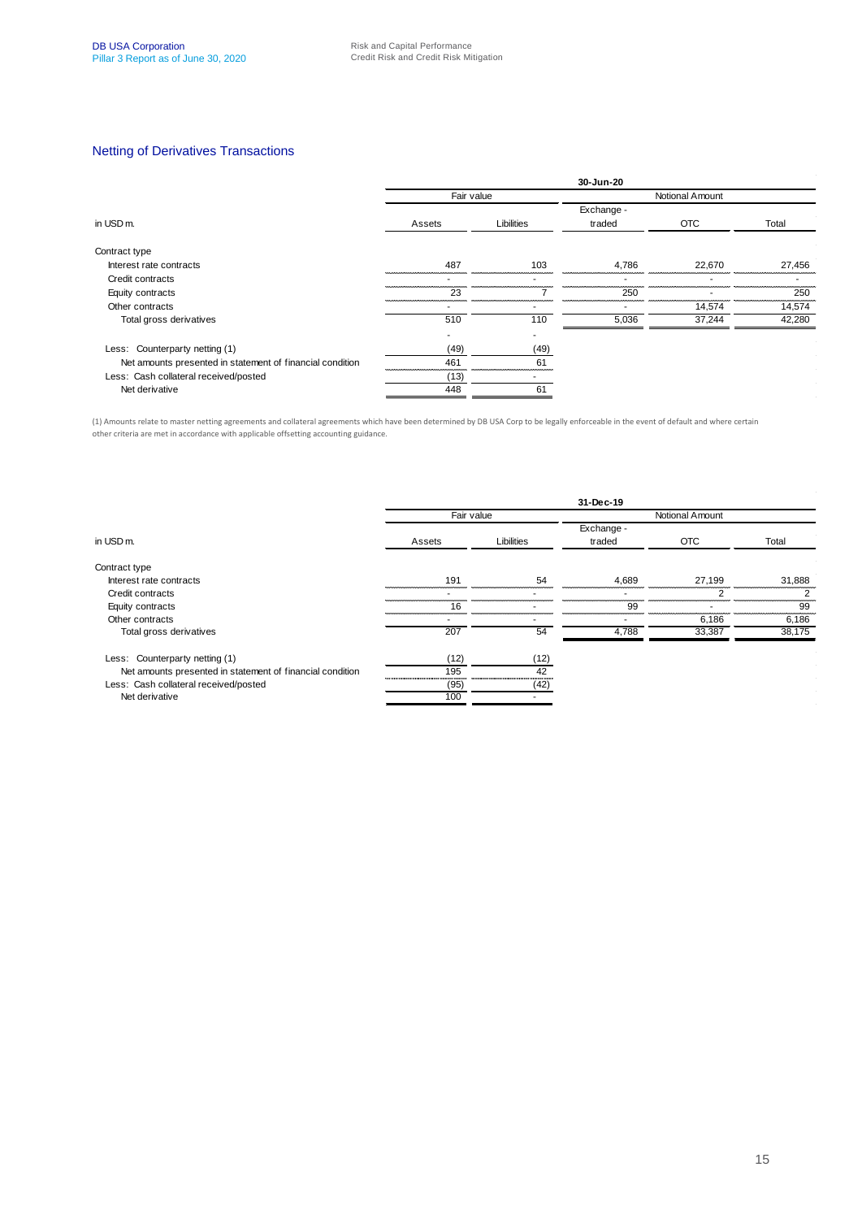## Netting of Derivatives Transactions

| | 30-Jun-20 | | | | |
|---|---|---|---|---|---|
| | Fair value | | Notional Amount | | |
| in USD m. | Assets | Libilities | Exchange - traded | OTC | Total |
| Contract type | | | | | |
| Interest rate contracts | 487 | 103 | 4,786 | 22,670 | 27,456 |
| Credit contracts | - | - | - | - | - |
| Equity contracts | 23 | 7 | 250 | - | 250 |
| Other contracts | - | - | - | 14,574 | 14,574 |
| Total gross derivatives | 510 | 110 | 5,036 | 37,244 | 42,280 |
| | - | - | | | |
| Less: Counterparty netting (1) | (49) | (49) | | | |
| Net amounts presented in statement of financial condition | 461 | 61 | | | |
| Less: Cash collateral received/posted | (13) | - | | | |
| Net derivative | 448 | 61 | | | |

(1) Amounts relate to master netting agreements and collateral agreements which have been determined by DB USA Corp to be legally enforceable in the event of default and where certain other criteria are met in accordance with applicable offsetting accounting guidance.

| | 31-Dec-19 | | | | |
|---|---|---|---|---|---|
| | Fair value | | Notional Amount | | |
| in USD m. | Assets | Libilities | Exchange - traded | OTC | Total |
| Contract type | | | | | |
| Interest rate contracts | 191 | 54 | 4,689 | 27,199 | 31,888 |
| Credit contracts | - | - | - | 2 | 2 |
| Equity contracts | 16 | - | 99 | - | 99 |
| Other contracts | - | - | - | 6,186 | 6,186 |
| Total gross derivatives | 207 | 54 | 4,788 | 33,387 | 38,175 |
| Less: Counterparty netting (1) | (12) | (12) | | | |
| Net amounts presented in statement of financial condition | 195 | 42 | | | |
| Less: Cash collateral received/posted | (95) | (42) | | | |
| Net derivative | 100 | - | | | |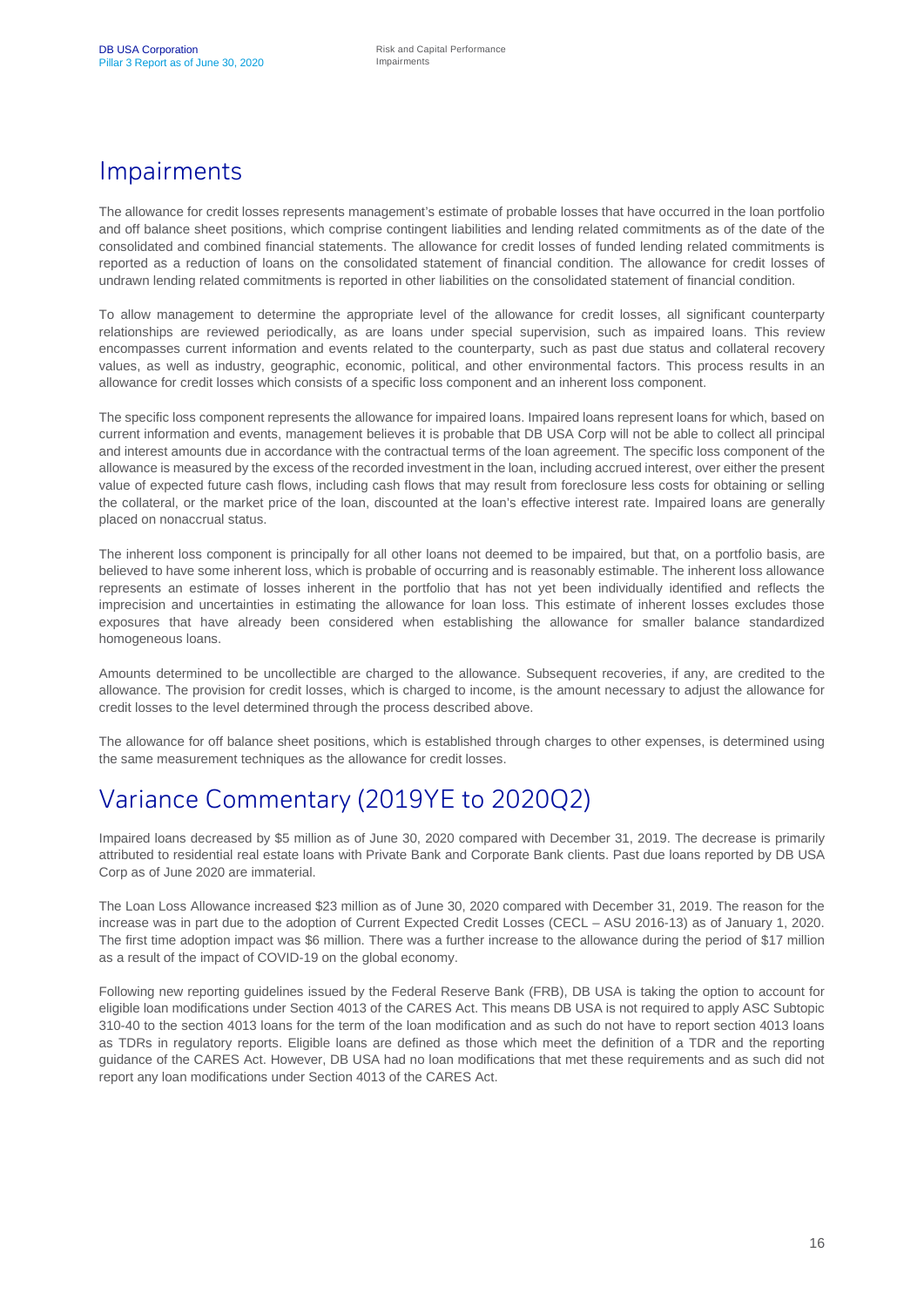# Impairments

The allowance for credit losses represents management's estimate of probable losses that have occurred in the loan portfolio and off balance sheet positions, which comprise contingent liabilities and lending related commitments as of the date of the consolidated and combined financial statements. The allowance for credit losses of funded lending related commitments is reported as a reduction of loans on the consolidated statement of financial condition. The allowance for credit losses of undrawn lending related commitments is reported in other liabilities on the consolidated statement of financial condition.

To allow management to determine the appropriate level of the allowance for credit losses, all significant counterparty relationships are reviewed periodically, as are loans under special supervision, such as impaired loans. This review encompasses current information and events related to the counterparty, such as past due status and collateral recovery values, as well as industry, geographic, economic, political, and other environmental factors. This process results in an allowance for credit losses which consists of a specific loss component and an inherent loss component.

The specific loss component represents the allowance for impaired loans. Impaired loans represent loans for which, based on current information and events, management believes it is probable that DB USA Corp will not be able to collect all principal and interest amounts due in accordance with the contractual terms of the loan agreement. The specific loss component of the allowance is measured by the excess of the recorded investment in the loan, including accrued interest, over either the present value of expected future cash flows, including cash flows that may result from foreclosure less costs for obtaining or selling the collateral, or the market price of the loan, discounted at the loan's effective interest rate. Impaired loans are generally placed on nonaccrual status.

The inherent loss component is principally for all other loans not deemed to be impaired, but that, on a portfolio basis, are believed to have some inherent loss, which is probable of occurring and is reasonably estimable. The inherent loss allowance represents an estimate of losses inherent in the portfolio that has not yet been individually identified and reflects the imprecision and uncertainties in estimating the allowance for loan loss. This estimate of inherent losses excludes those exposures that have already been considered when establishing the allowance for smaller balance standardized homogeneous loans.

Amounts determined to be uncollectible are charged to the allowance. Subsequent recoveries, if any, are credited to the allowance. The provision for credit losses, which is charged to income, is the amount necessary to adjust the allowance for credit losses to the level determined through the process described above.

The allowance for off balance sheet positions, which is established through charges to other expenses, is determined using the same measurement techniques as the allowance for credit losses.

# Variance Commentary (2019YE to 2020Q2)

Impaired loans decreased by $5 million as of June 30, 2020 compared with December 31, 2019. The decrease is primarily attributed to residential real estate loans with Private Bank and Corporate Bank clients. Past due loans reported by DB USA Corp as of June 2020 are immaterial.

The Loan Loss Allowance increased $23 million as of June 30, 2020 compared with December 31, 2019. The reason for the increase was in part due to the adoption of Current Expected Credit Losses (CECL – ASU 2016-13) as of January 1, 2020. The first time adoption impact was $6 million. There was a further increase to the allowance during the period of $17 million as a result of the impact of COVID-19 on the global economy.

Following new reporting guidelines issued by the Federal Reserve Bank (FRB), DB USA is taking the option to account for eligible loan modifications under Section 4013 of the CARES Act. This means DB USA is not required to apply ASC Subtopic 310-40 to the section 4013 loans for the term of the loan modification and as such do not have to report section 4013 loans as TDRs in regulatory reports. Eligible loans are defined as those which meet the definition of a TDR and the reporting guidance of the CARES Act. However, DB USA had no loan modifications that met these requirements and as such did not report any loan modifications under Section 4013 of the CARES Act.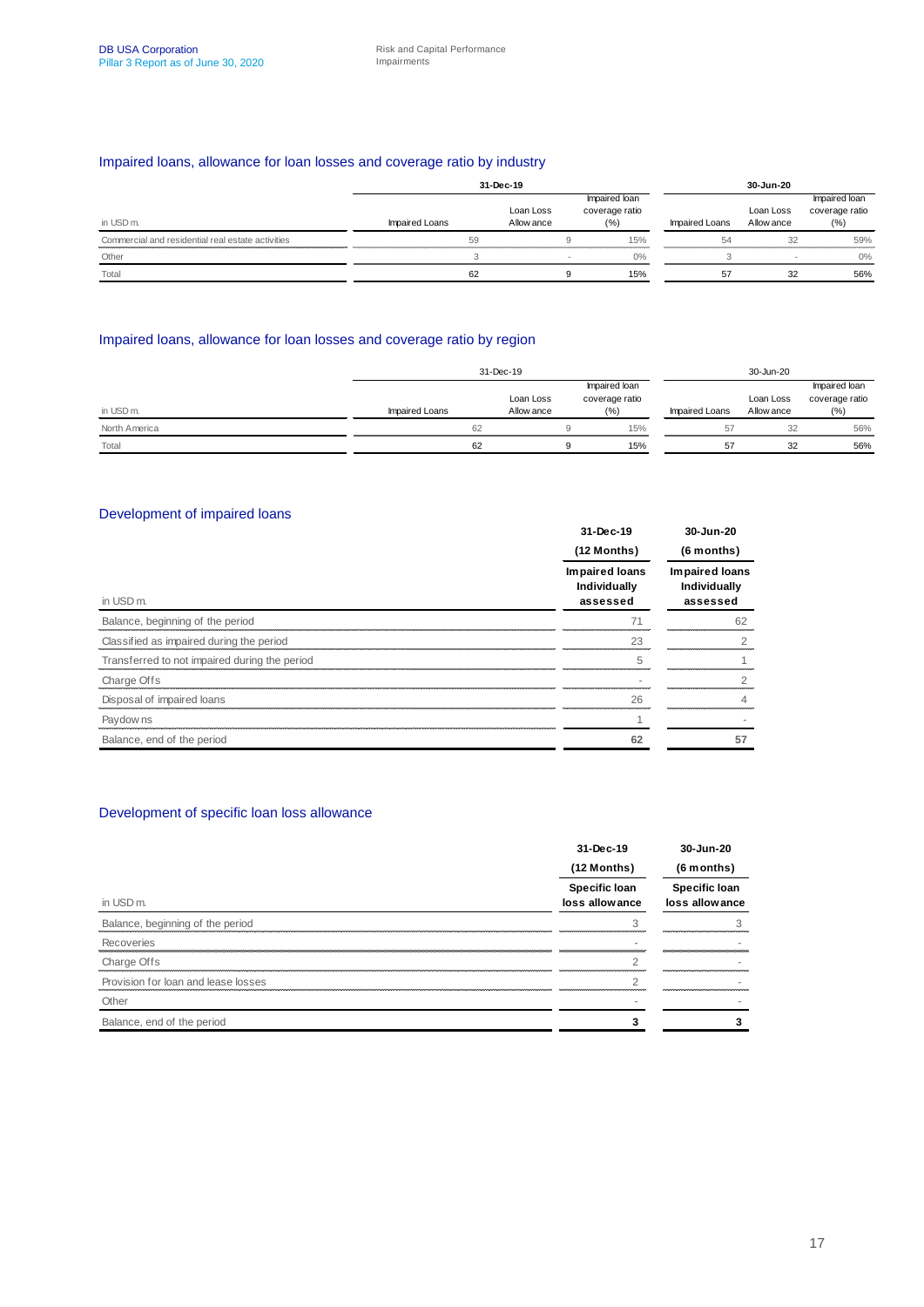## Impaired loans, allowance for loan losses and coverage ratio by industry

| | 31-Dec-19 | | | 30-Jun-20 | | |
|---|---|---|---|---|---|---|
| in USD m. | Impaired Loans | Loan Loss Allowance | Impaired loan coverage ratio (%) | Impaired Loans | Loan Loss Allowance | Impaired loan coverage ratio (%) |
| Commercial and residential real estate activities | 59 | 9 | 15% | 54 | 32 | 59% |
| Other | 3 | - | 0% | 3 | - | 0% |
| Total | 62 | 9 | 15% | 57 | 32 | 56% |

## Impaired loans, allowance for loan losses and coverage ratio by region

| | 31-Dec-19 | | | 30-Jun-20 | | |
|---|---|---|---|---|---|---|
| in USD m. | Impaired Loans | Loan Loss Allowance | Impaired loan coverage ratio (%) | Impaired Loans | Loan Loss Allowance | Impaired loan coverage ratio (%) |
| North America | 62 | 9 | 15% | 57 | 32 | 56% |
| Total | 62 | 9 | 15% | 57 | 32 | 56% |

## Development of impaired loans

| | 31-Dec-19 (12 Months) | 30-Jun-20 (6 months) |
|---|---|---|
| in USD m. | Impaired loans Individually assessed | Impaired loans Individually assessed |
| Balance, beginning of the period | 71 | 62 |
| Classified as impaired during the period | 23 | 2 |
| Transferred to not impaired during the period | 5 | 1 |
| Charge Offs | - | 2 |
| Disposal of impaired loans | 26 | 4 |
| Paydowns | 1 | - |
| Balance, end of the period | 62 | 57 |

## Development of specific loan loss allowance

| | 31-Dec-19 (12 Months) | 30-Jun-20 (6 months) |
|---|---|---|
| in USD m. | Specific loan loss allowance | Specific loan loss allowance |
| Balance, beginning of the period | 3 | 3 |
| Recoveries | - | - |
| Charge Offs | 2 | - |
| Provision for loan and lease losses | 2 | - |
| Other | - | - |
| Balance, end of the period | 3 | 3 |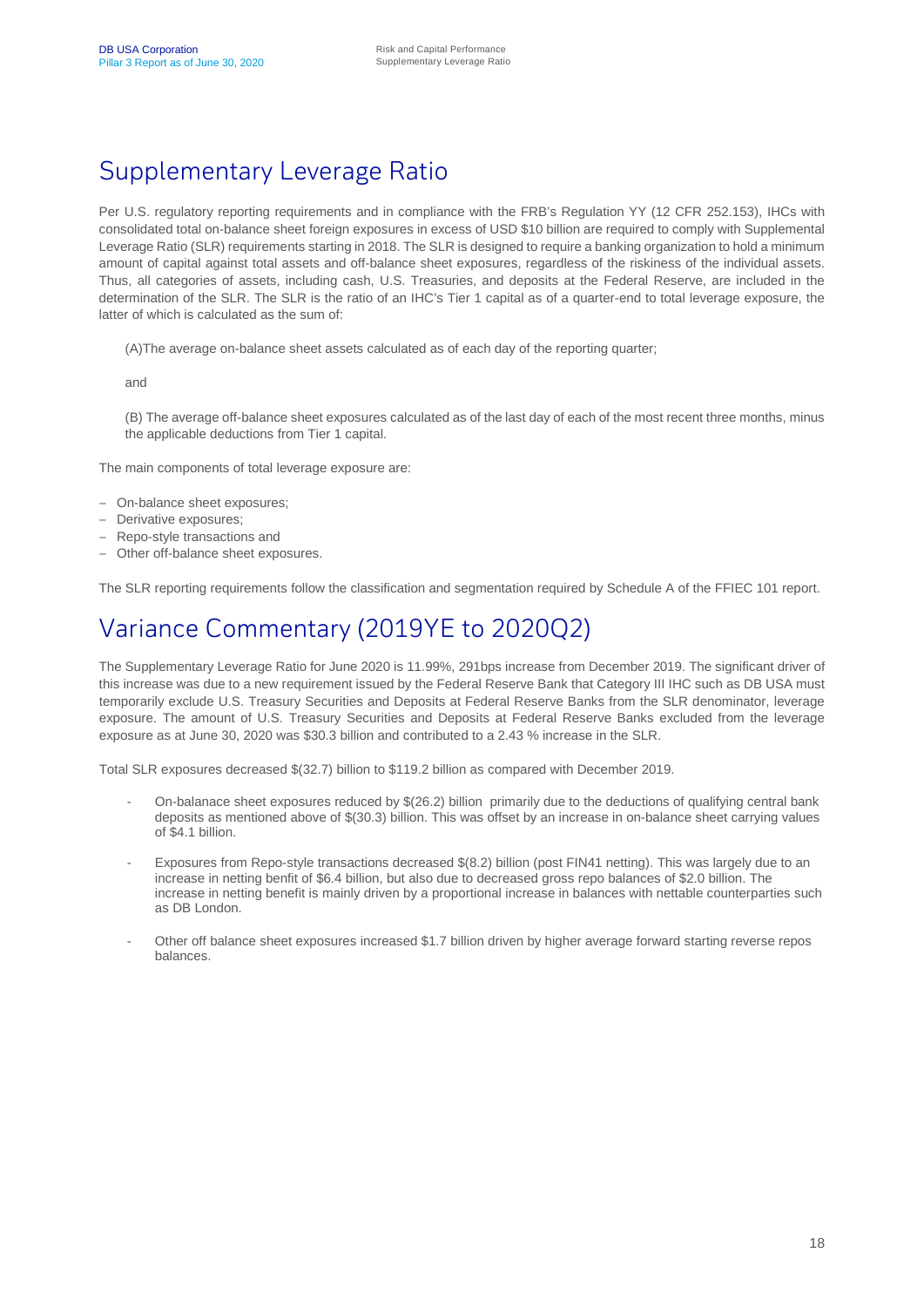# Supplementary Leverage Ratio

Per U.S. regulatory reporting requirements and in compliance with the FRB's Regulation YY (12 CFR 252.153), IHCs with consolidated total on-balance sheet foreign exposures in excess of USD $10 billion are required to comply with Supplemental Leverage Ratio (SLR) requirements starting in 2018. The SLR is designed to require a banking organization to hold a minimum amount of capital against total assets and off-balance sheet exposures, regardless of the riskiness of the individual assets. Thus, all categories of assets, including cash, U.S. Treasuries, and deposits at the Federal Reserve, are included in the determination of the SLR. The SLR is the ratio of an IHC's Tier 1 capital as of a quarter-end to total leverage exposure, the latter of which is calculated as the sum of:

(A)The average on-balance sheet assets calculated as of each day of the reporting quarter;

and

(B) The average off-balance sheet exposures calculated as of the last day of each of the most recent three months, minus the applicable deductions from Tier 1 capital.

The main components of total leverage exposure are:

- On-balance sheet exposures;
- Derivative exposures;
- Repo-style transactions and
- Other off-balance sheet exposures.

The SLR reporting requirements follow the classification and segmentation required by Schedule A of the FFIEC 101 report.

# Variance Commentary (2019YE to 2020Q2)

The Supplementary Leverage Ratio for June 2020 is 11.99%, 291bps increase from December 2019. The significant driver of this increase was due to a new requirement issued by the Federal Reserve Bank that Category III IHC such as DB USA must temporarily exclude U.S. Treasury Securities and Deposits at Federal Reserve Banks from the SLR denominator, leverage exposure. The amount of U.S. Treasury Securities and Deposits at Federal Reserve Banks excluded from the leverage exposure as at June 30, 2020 was $30.3 billion and contributed to a 2.43 % increase in the SLR.

Total SLR exposures decreased $(32.7) billion to $119.2 billion as compared with December 2019.

- On-balanace sheet exposures reduced by $(26.2) billion primarily due to the deductions of qualifying central bank deposits as mentioned above of $(30.3) billion. This was offset by an increase in on-balance sheet carrying values of $4.1 billion.
- Exposures from Repo-style transactions decreased $(8.2) billion (post FIN41 netting). This was largely due to an increase in netting benfit of $6.4 billion, but also due to decreased gross repo balances of $2.0 billion. The increase in netting benefit is mainly driven by a proportional increase in balances with nettable counterparties such as DB London.
- Other off balance sheet exposures increased $1.7 billion driven by higher average forward starting reverse repos balances.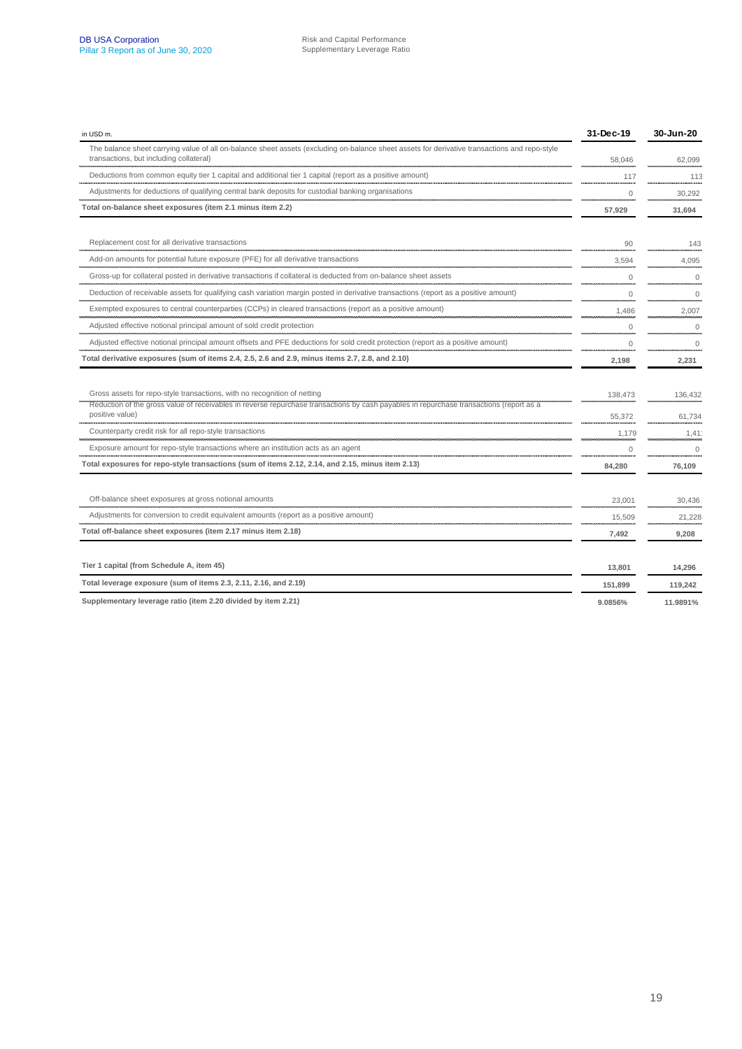| in USD m. | 31-Dec-19 | 30-Jun-20 |
|---|---|---|
| The balance sheet carrying value of all on-balance sheet assets (excluding on-balance sheet assets for derivative transactions and repo-style transactions, but including collateral) | 58,046 | 62,099 |
| Deductions from common equity tier 1 capital and additional tier 1 capital (report as a positive amount) | 117 | 113 |
| Adjustments for deductions of qualifying central bank deposits for custodial banking organisations | 0 | 30,292 |
| **Total on-balance sheet exposures (item 2.1 minus item 2.2)** | **57,929** | **31,694** |
| Replacement cost for all derivative transactions | 90 | 143 |
| Add-on amounts for potential future exposure (PFE) for all derivative transactions | 3,594 | 4,095 |
| Gross-up for collateral posted in derivative transactions if collateral is deducted from on-balance sheet assets | 0 | 0 |
| Deduction of receivable assets for qualifying cash variation margin posted in derivative transactions (report as a positive amount) | 0 | 0 |
| Exempted exposures to central counterparties (CCPs) in cleared transactions (report as a positive amount) | 1,486 | 2,007 |
| Adjusted effective notional principal amount of sold credit protection | 0 | 0 |
| Adjusted effective notional principal amount offsets and PFE deductions for sold credit protection (report as a positive amount) | 0 | 0 |
| **Total derivative exposures (sum of items 2.4, 2.5, 2.6 and 2.9, minus items 2.7, 2.8, and 2.10)** | **2,198** | **2,231** |
| Gross assets for repo-style transactions, with no recognition of netting | 138,473 | 136,432 |
| Reduction of the gross value of receivables in reverse repurchase transactions by cash payables in repurchase transactions (report as a positive value) | 55,372 | 61,734 |
| Counterparty credit risk for all repo-style transactions | 1,179 | 1,411 |
| Exposure amount for repo-style transactions where an institution acts as an agent | 0 | 0 |
| **Total exposures for repo-style transactions (sum of items 2.12, 2.14, and 2.15, minus item 2.13)** | **84,280** | **76,109** |
| Off-balance sheet exposures at gross notional amounts | 23,001 | 30,436 |
| Adjustments for conversion to credit equivalent amounts (report as a positive amount) | 15,509 | 21,228 |
| **Total off-balance sheet exposures (item 2.17 minus item 2.18)** | **7,492** | **9,208** |
| **Tier 1 capital (from Schedule A, item 45)** | **13,801** | **14,296** |
| **Total leverage exposure (sum of items 2.3, 2.11, 2.16, and 2.19)** | **151,899** | **119,242** |
| **Supplementary leverage ratio (item 2.20 divided by item 2.21)** | **9.0856%** | **11.9891%** |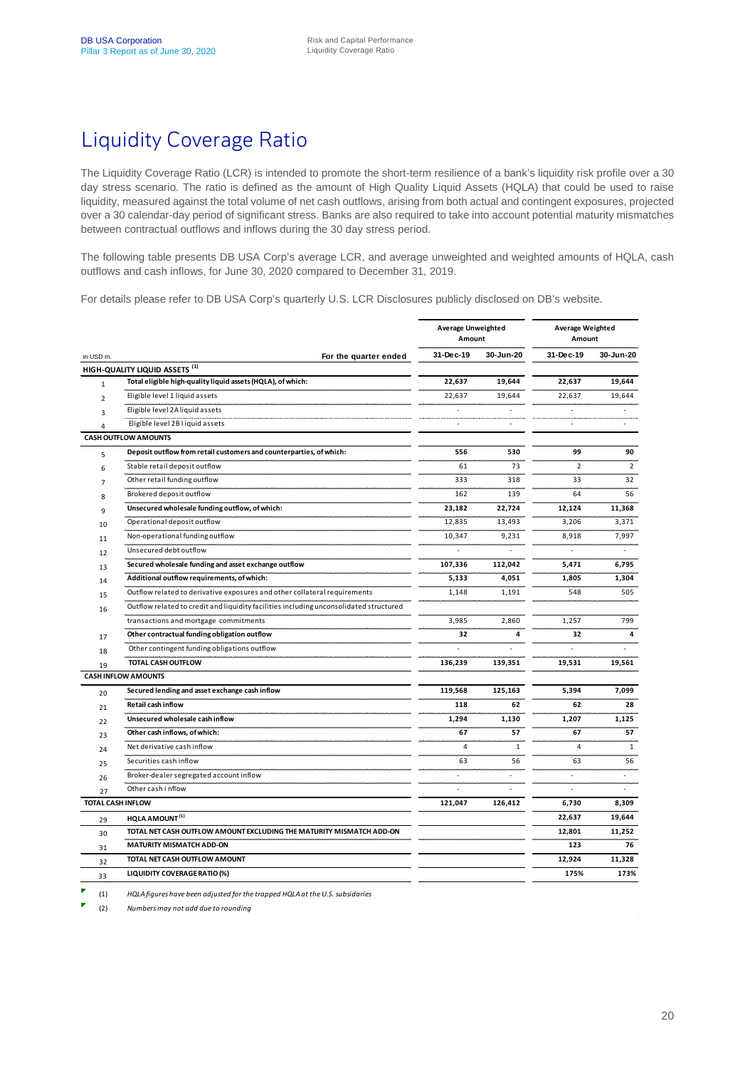# Liquidity Coverage Ratio

The Liquidity Coverage Ratio (LCR) is intended to promote the short-term resilience of a bank's liquidity risk profile over a 30 day stress scenario. The ratio is defined as the amount of High Quality Liquid Assets (HQLA) that could be used to raise liquidity, measured against the total volume of net cash outflows, arising from both actual and contingent exposures, projected over a 30 calendar-day period of significant stress. Banks are also required to take into account potential maturity mismatches between contractual outflows and inflows during the 30 day stress period.

The following table presents DB USA Corp's average LCR, and average unweighted and weighted amounts of HQLA, cash outflows and cash inflows, for June 30, 2020 compared to December 31, 2019.

For details please refer to DB USA Corp's quarterly U.S. LCR Disclosures publicly disclosed on DB's website.

| in USD m. | For the quarter ended | Average Unweighted Amount 31-Dec-19 | Average Unweighted Amount 30-Jun-20 | Average Weighted Amount 31-Dec-19 | Average Weighted Amount 30-Jun-20 |
|---|---|---|---|---|---|
| | **HIGH-QUALITY LIQUID ASSETS** [1] | | | | |
| 1 | **Total eligible high-quality liquid assets (HQLA), of which:** | **22,637** | **19,644** | **22,637** | **19,644** |
| 2 | Eligible level 1 liquid assets | 22,637 | 19,644 | 22,637 | 19,644 |
| 3 | Eligible level 2A liquid assets | - | - | - | - |
| 4 | Eligible level 2B liquid assets | - | - | - | - |
| | **CASH OUTFLOW AMOUNTS** | | | | |
| 5 | **Deposit outflow from retail customers and counterparties, of which:** | **556** | **530** | **99** | **90** |
| 6 | Stable retail deposit outflow | 61 | 73 | 2 | 2 |
| 7 | Other retail funding outflow | 333 | 318 | 33 | 32 |
| 8 | Brokered deposit outflow | 162 | 139 | 64 | 56 |
| 9 | **Unsecured wholesale funding outflow, of which:** | **23,182** | **22,724** | **12,124** | **11,368** |
| 10 | Operational deposit outflow | 12,835 | 13,493 | 3,206 | 3,371 |
| 11 | Non-operational funding outflow | 10,347 | 9,231 | 8,918 | 7,997 |
| 12 | Unsecured debt outflow | - | - | - | - |
| 13 | **Secured wholesale funding and asset exchange outflow** | **107,336** | **112,042** | **5,471** | **6,795** |
| 14 | **Additional outflow requirements, of which:** | **5,133** | **4,051** | **1,805** | **1,304** |
| 15 | Outflow related to derivative exposures and other collateral requirements | 1,148 | 1,191 | 548 | 505 |
| 16 | Outflow related to credit and liquidity facilities including unconsolidated structured transactions and mortgage commitments | 3,985 | 2,860 | 1,257 | 799 |
| 17 | **Other contractual funding obligation outflow** | **32** | **4** | **32** | **4** |
| 18 | Other contingent funding obligations outflow | - | - | - | - |
| 19 | **TOTAL CASH OUTFLOW** | **136,239** | **139,351** | **19,531** | **19,561** |
| | **CASH INFLOW AMOUNTS** | | | | |
| 20 | **Secured lending and asset exchange cash inflow** | **119,568** | **125,163** | **5,394** | **7,099** |
| 21 | **Retail cash inflow** | **118** | **62** | **62** | **28** |
| 22 | **Unsecured wholesale cash inflow** | **1,294** | **1,130** | **1,207** | **1,125** |
| 23 | **Other cash inflows, of which:** | **67** | **57** | **67** | **57** |
| 24 | Net derivative cash inflow | 4 | 1 | 4 | 1 |
| 25 | Securities cash inflow | 63 | 56 | 63 | 56 |
| 26 | Broker-dealer segregated account inflow | - | - | - | - |
| 27 | Other cash inflow | - | - | - | - |
| | **TOTAL CASH INFLOW** | **121,047** | **126,412** | **6,730** | **8,309** |
| 29 | **HQLA AMOUNT** [1] | | | **22,637** | **19,644** |
| 30 | **TOTAL NET CASH OUTFLOW AMOUNT EXCLUDING THE MATURITY MISMATCH ADD-ON** | | | **12,801** | **11,252** |
| 31 | **MATURITY MISMATCH ADD-ON** | | | **123** | **76** |
| 32 | **TOTAL NET CASH OUTFLOW AMOUNT** | | | **12,924** | **11,328** |
| 33 | **LIQUIDITY COVERAGE RATIO (%)** | | | **175%** | **173%** |

(1) *HQLA figures have been adjusted for the trapped HQLA at the U.S. subsidaries*

(2) *Numbers may not add due to rounding*